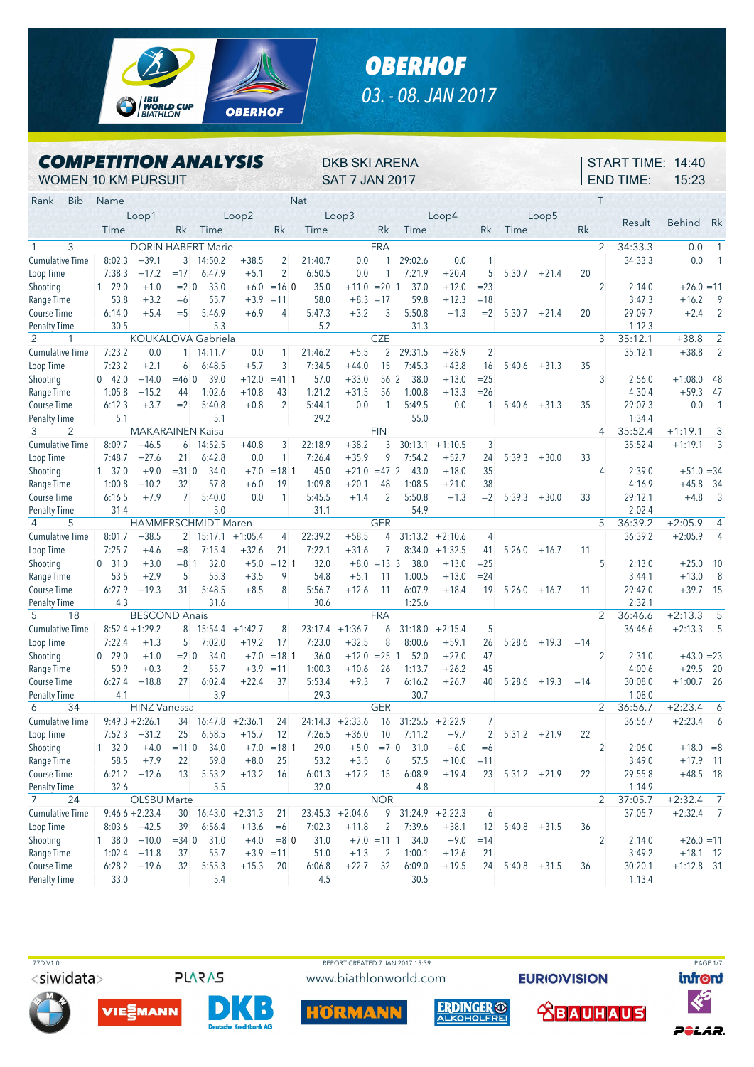# OBERHOF

03. - 08. JAN 2017

## COMPETITION ANALYSIS

WOMEN 10 KM PURSUIT

DKB SKI ARENA
SAT 7 JAN 2017

START TIME: 14:40
END TIME: 15:23

| Rank | Bib | Name | | | Nat | | | | | | | | | | | T | Result | Behind | Rk |
|---|---|---|---|---|---|---|---|---|---|---|---|---|---|---|---|---|---|---|---|
| | | Loop1 | | | Loop2 | | | Loop3 | | | Loop4 | | | Loop5 | | | | | |
| | | Time | | Rk | Time | | Rk | Time | | Rk | Time | | Rk | Time | | Rk | | | |
| 1 | 3 | DORIN HABERT Marie | | | | | | FRA | | | | | | | | 2 | 34:33.3 | 0.0 | 1 |
| Cumulative Time | | 8:02.3 | +39.1 | 3 | 14:50.2 | +38.5 | 2 | 21:40.7 | 0.0 | 1 | 29:02.6 | 0.0 | 1 | | | | 34:33.3 | 0.0 | 1 |
| Loop Time | | 7:38.3 | +17.2 | =17 | 6:47.9 | +5.1 | 2 | 6:50.5 | 0.0 | 1 | 7:21.9 | +20.4 | 5 | 5:30.7 | +21.4 | 20 | | | |
| Shooting | | 1 29.0 | +1.0 | =2 | 0 33.0 | +6.0 | =16 | 0 35.0 | +11.0 | =20 | 1 37.0 | +12.0 | =23 | | | 2 | 2:14.0 | +26.0 | =11 |
| Range Time | | 53.8 | +3.2 | =6 | 55.7 | +3.9 | =11 | 58.0 | +8.3 | =17 | 59.8 | +12.3 | =18 | | | | 3:47.3 | +16.2 | 9 |
| Course Time | | 6:14.0 | +5.4 | =5 | 5:46.9 | +6.9 | 4 | 5:47.3 | +3.2 | 3 | 5:50.8 | +1.3 | =2 | 5:30.7 | +21.4 | 20 | 29:09.7 | +2.4 | 2 |
| Penalty Time | | 30.5 | | | 5.3 | | | 5.2 | | | 31.3 | | | | | | 1:12.3 | | |
| 2 | 1 | KOUKALOVA Gabriela | | | | | | CZE | | | | | | | | 3 | 35:12.1 | +38.8 | 2 |
| Cumulative Time | | 7:23.2 | 0.0 | 1 | 14:11.7 | 0.0 | 1 | 21:46.2 | +5.5 | 2 | 29:31.5 | +28.9 | 2 | | | | 35:12.1 | +38.8 | 2 |
| Loop Time | | 7:23.2 | +2.1 | 6 | 6:48.5 | +5.7 | 3 | 7:34.5 | +44.0 | 15 | 7:45.3 | +43.8 | 16 | 5:40.6 | +31.3 | 35 | | | |
| Shooting | | 0 42.0 | +14.0 | =46 | 0 39.0 | +12.0 | =41 | 1 57.0 | +33.0 | 56 | 2 38.0 | +13.0 | =25 | | | 3 | 2:56.0 | +1:08.0 | 48 |
| Range Time | | 1:05.8 | +15.2 | 44 | 1:02.6 | +10.8 | 43 | 1:21.2 | +31.5 | 56 | 1:00.8 | +13.3 | =26 | | | | 4:30.4 | +59.3 | 47 |
| Course Time | | 6:12.3 | +3.7 | =2 | 5:40.8 | +0.8 | 2 | 5:44.1 | 0.0 | 1 | 5:49.5 | 0.0 | 1 | 5:40.6 | +31.3 | 35 | 29:07.3 | 0.0 | 1 |
| Penalty Time | | 5.1 | | | 5.1 | | | 29.2 | | | 55.0 | | | | | | 1:34.4 | | |
| 3 | 2 | MAKARAINEN Kaisa | | | | | | FIN | | | | | | | | 4 | 35:52.4 | +1:19.1 | 3 |
| Cumulative Time | | 8:09.7 | +46.5 | 6 | 14:52.5 | +40.8 | 3 | 22:18.9 | +38.2 | 3 | 30:13.1 | +1:10.5 | 3 | | | | 35:52.4 | +1:19.1 | 3 |
| Loop Time | | 7:48.7 | +27.6 | 21 | 6:42.8 | 0.0 | 1 | 7:26.4 | +35.9 | 9 | 7:54.2 | +52.7 | 24 | 5:39.3 | +30.0 | 33 | | | |
| Shooting | | 1 37.0 | +9.0 | =31 | 0 34.0 | +7.0 | =18 | 1 45.0 | +21.0 | =47 | 2 43.0 | +18.0 | 35 | | | 4 | 2:39.0 | +51.0 | =34 |
| Range Time | | 1:00.8 | +10.2 | 32 | 57.8 | +6.0 | 19 | 1:09.8 | +20.1 | 48 | 1:08.5 | +21.0 | 38 | | | | 4:16.9 | +45.8 | 34 |
| Course Time | | 6:16.5 | +7.9 | 7 | 5:40.0 | 0.0 | 1 | 5:45.5 | +1.4 | 2 | 5:50.8 | +1.3 | =2 | 5:39.3 | +30.0 | 33 | 29:12.1 | +4.8 | 3 |
| Penalty Time | | 31.4 | | | 5.0 | | | 31.1 | | | 54.9 | | | | | | 2:02.4 | | |
| 4 | 5 | HAMMERSCHMIDT Maren | | | | | | GER | | | | | | | | 5 | 36:39.2 | +2:05.9 | 4 |
| Cumulative Time | | 8:01.7 | +38.5 | 2 | 15:17.1 | +1:05.4 | 4 | 22:39.2 | +58.5 | 4 | 31:13.2 | +2:10.6 | 4 | | | | 36:39.2 | +2:05.9 | 4 |
| Loop Time | | 7:25.7 | +4.6 | =8 | 7:15.4 | +32.6 | 21 | 7:22.1 | +31.6 | 7 | 8:34.0 | +1:32.5 | 41 | 5:26.0 | +16.7 | 11 | | | |
| Shooting | | 0 31.0 | +3.0 | =8 | 1 32.0 | +5.0 | =12 | 1 32.0 | +8.0 | =13 | 3 38.0 | +13.0 | =25 | | | 5 | 2:13.0 | +25.0 | 10 |
| Range Time | | 53.5 | +2.9 | 5 | 55.3 | +3.5 | 9 | 54.8 | +5.1 | 11 | 1:00.5 | +13.0 | =24 | | | | 3:44.1 | +13.0 | 8 |
| Course Time | | 6:27.9 | +19.3 | 31 | 5:48.5 | +8.5 | 8 | 5:56.7 | +12.6 | 11 | 6:07.9 | +18.4 | 19 | 5:26.0 | +16.7 | 11 | 29:47.0 | +39.7 | 15 |
| Penalty Time | | 4.3 | | | 31.6 | | | 30.6 | | | 1:25.6 | | | | | | 2:32.1 | | |
| 5 | 18 | BESCOND Anais | | | | | | FRA | | | | | | | | 2 | 36:46.6 | +2:13.3 | 5 |
| Cumulative Time | | 8:52.4 | +1:29.2 | 8 | 15:54.4 | +1:42.7 | 8 | 23:17.4 | +1:36.7 | 6 | 31:18.0 | +2:15.4 | 5 | | | | 36:46.6 | +2:13.3 | 5 |
| Loop Time | | 7:22.4 | +1.3 | 5 | 7:02.0 | +19.2 | 17 | 7:23.0 | +32.5 | 8 | 8:00.6 | +59.1 | 26 | 5:28.6 | +19.3 | =14 | | | |
| Shooting | | 0 29.0 | +1.0 | =2 | 0 34.0 | +7.0 | =18 | 1 36.0 | +12.0 | =25 | 1 52.0 | +27.0 | 47 | | | 2 | 2:31.0 | +43.0 | =23 |
| Range Time | | 50.9 | +0.3 | 2 | 55.7 | +3.9 | =11 | 1:00.3 | +10.6 | 26 | 1:13.7 | +26.2 | 45 | | | | 4:00.6 | +29.5 | 20 |
| Course Time | | 6:27.4 | +18.8 | 27 | 6:02.4 | +22.4 | 37 | 5:53.4 | +9.3 | 7 | 6:16.2 | +26.7 | 40 | 5:28.6 | +19.3 | =14 | 30:08.0 | +1:00.7 | 26 |
| Penalty Time | | 4.1 | | | 3.9 | | | 29.3 | | | 30.7 | | | | | | 1:08.0 | | |
| 6 | 34 | HINZ Vanessa | | | | | | GER | | | | | | | | 2 | 36:56.7 | +2:23.4 | 6 |
| Cumulative Time | | 9:49.3 | +2:26.1 | 34 | 16:47.8 | +2:36.1 | 24 | 24:14.3 | +2:33.6 | 16 | 31:25.5 | +2:22.9 | 7 | | | | 36:56.7 | +2:23.4 | 6 |
| Loop Time | | 7:52.3 | +31.2 | 25 | 6:58.5 | +15.7 | 12 | 7:26.5 | +36.0 | 10 | 7:11.2 | +9.7 | 2 | 5:31.2 | +21.9 | 22 | | | |
| Shooting | | 1 32.0 | +4.0 | =11 | 0 34.0 | +7.0 | =18 | 1 29.0 | +5.0 | =7 | 0 31.0 | +6.0 | =6 | | | 2 | 2:06.0 | +18.0 | =8 |
| Range Time | | 58.5 | +7.9 | 22 | 59.8 | +8.0 | 25 | 53.2 | +3.5 | 6 | 57.5 | +10.0 | =11 | | | | 3:49.0 | +17.9 | 11 |
| Course Time | | 6:21.2 | +12.6 | 13 | 5:53.2 | +13.2 | 16 | 6:01.3 | +17.2 | 15 | 6:08.9 | +19.4 | 23 | 5:31.2 | +21.9 | 22 | 29:55.8 | +48.5 | 18 |
| Penalty Time | | 32.6 | | | 5.5 | | | 32.0 | | | 4.8 | | | | | | 1:14.9 | | |
| 7 | 24 | OLSBU Marte | | | | | | NOR | | | | | | | | 2 | 37:05.7 | +2:32.4 | 7 |
| Cumulative Time | | 9:46.6 | +2:23.4 | 30 | 16:43.0 | +2:31.3 | 21 | 23:45.3 | +2:04.6 | 9 | 31:24.9 | +2:22.3 | 6 | | | | 37:05.7 | +2:32.4 | 7 |
| Loop Time | | 8:03.6 | +42.5 | 39 | 6:56.4 | +13.6 | =6 | 7:02.3 | +11.8 | 2 | 7:39.6 | +38.1 | 12 | 5:40.8 | +31.5 | 36 | | | |
| Shooting | | 1 38.0 | +10.0 | =34 | 0 31.0 | +4.0 | =8 | 0 31.0 | +7.0 | =11 | 1 34.0 | +9.0 | =14 | | | 2 | 2:14.0 | +26.0 | =11 |
| Range Time | | 1:02.4 | +11.8 | 37 | 55.7 | +3.9 | =11 | 51.0 | +1.3 | 2 | 1:00.1 | +12.6 | 21 | | | | 3:49.2 | +18.1 | 12 |
| Course Time | | 6:28.2 | +19.6 | 32 | 5:55.3 | +15.3 | 20 | 6:06.8 | +22.7 | 32 | 6:09.0 | +19.5 | 24 | 5:40.8 | +31.5 | 36 | 30:20.1 | +1:12.8 | 31 |
| Penalty Time | | 33.0 | | | 5.4 | | | 4.5 | | | 30.5 | | | | | | 1:13.4 | | |

77D V1.0 REPORT CREATED 7 JAN 2017 15:39

www.biathlonworld.com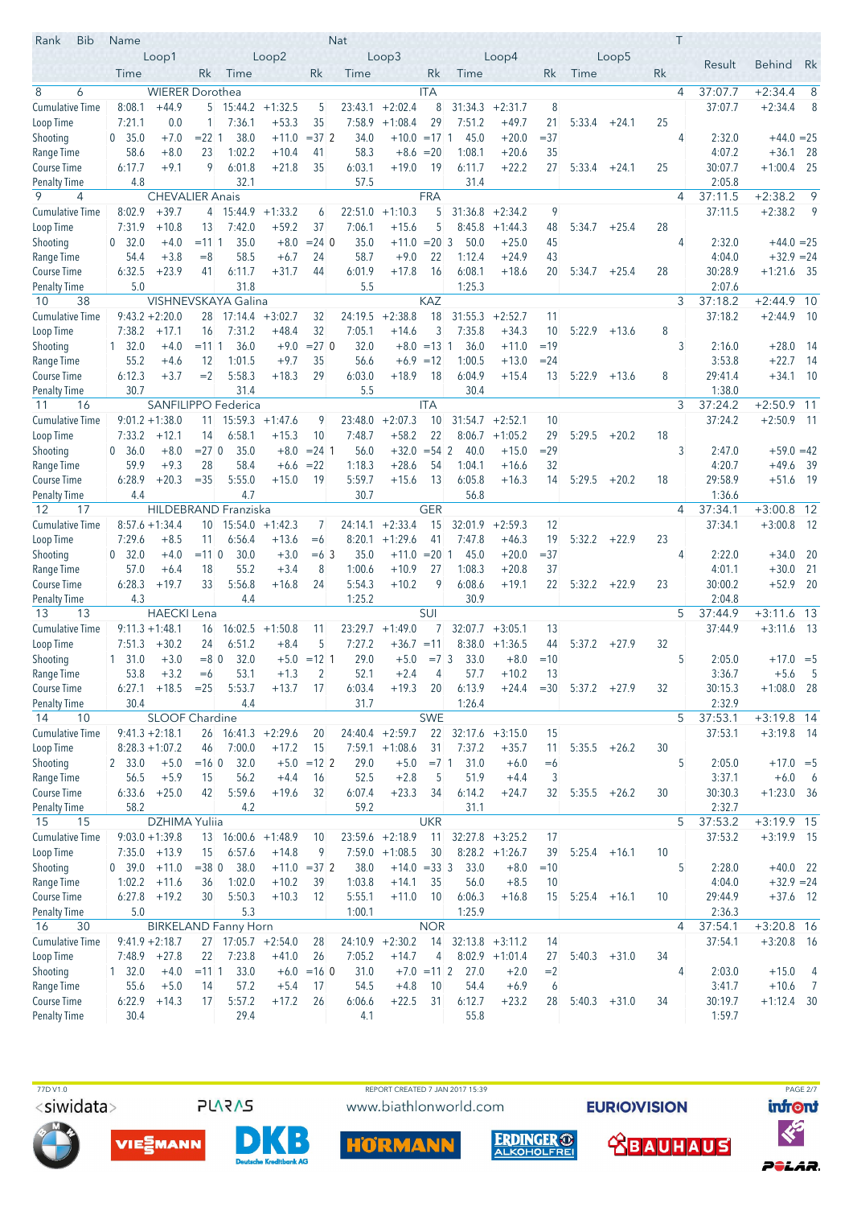| Rank | Bib | Name | | | | | Nat | | | | | | | | T | Result | Behind | Rk |
|---|---|---|---|---|---|---|---|---|---|---|---|---|---|---|---|---|---|---|
| | Loop1 | | | Loop2 | | | Loop3 | | | Loop4 | | | Loop5 | | | | | |
| | Time | | Rk | Time | | Rk | Time | | Rk | Time | | Rk | Time | | Rk | | | |
| 8 | 6 | WIERER Dorothea | | | | | ITA | | | | | | | | 4 | 37:07.7 | +2:34.4 | 8 |
| Cumulative Time | 8:08.1 | +44.9 | 5 | 15:44.2 | +1:32.5 | 5 | 23:43.1 | +2:02.4 | 8 | 31:34.3 | +2:31.7 | 8 | | | | 37:07.7 | +2:34.4 | 8 |
| Loop Time | 7:21.1 | 0.0 | 1 | 7:36.1 | +53.3 | 35 | 7:58.9 | +1:08.4 | 29 | 7:51.2 | +49.7 | 21 | 5:33.4 | +24.1 | 25 | | | |
| Shooting | 0 35.0 | +7.0 | =22 | 1 38.0 | +11.0 | =37 | 2 34.0 | +10.0 | =17 | 1 45.0 | +20.0 | =37 | | | 4 | 2:32.0 | +44.0 | =25 |
| Range Time | 58.6 | +8.0 | 23 | 1:02.2 | +10.4 | 41 | 58.3 | +8.6 | =20 | 1:08.1 | +20.6 | 35 | | | | 4:07.2 | +36.1 | 28 |
| Course Time | 6:17.7 | +9.1 | 9 | 6:01.8 | +21.8 | 35 | 6:03.1 | +19.0 | 19 | 6:11.7 | +22.2 | 27 | 5:33.4 | +24.1 | 25 | 30:07.7 | +1:00.4 | 25 |
| Penalty Time | 4.8 | | | 32.1 | | | 57.5 | | | 31.4 | | | | | | 2:05.8 | | |
| 9 | 4 | CHEVALIER Anais | | | | | FRA | | | | | | | | 4 | 37:11.5 | +2:38.2 | 9 |
| Cumulative Time | 8:02.9 | +39.7 | 4 | 15:44.9 | +1:33.2 | 6 | 22:51.0 | +1:10.3 | 5 | 31:36.8 | +2:34.2 | 9 | | | | 37:11.5 | +2:38.2 | 9 |
| Loop Time | 7:31.9 | +10.8 | 13 | 7:42.0 | +59.2 | 37 | 7:06.1 | +15.6 | 5 | 8:45.8 | +1:44.3 | 48 | 5:34.7 | +25.4 | 28 | | | |
| Shooting | 0 32.0 | +4.0 | =11 | 1 35.0 | +8.0 | =24 | 0 35.0 | +11.0 | =20 | 3 50.0 | +25.0 | 45 | | | 4 | 2:32.0 | +44.0 | =25 |
| Range Time | 54.4 | +3.8 | =8 | 58.5 | +6.7 | 24 | 58.7 | +9.0 | 22 | 1:12.4 | +24.9 | 43 | | | | 4:04.0 | +32.9 | =24 |
| Course Time | 6:32.5 | +23.9 | 41 | 6:11.7 | +31.7 | 44 | 6:01.9 | +17.8 | 16 | 6:08.1 | +18.6 | 20 | 5:34.7 | +25.4 | 28 | 30:28.9 | +1:21.6 | 35 |
| Penalty Time | 5.0 | | | 31.8 | | | 5.5 | | | 1:25.3 | | | | | | 2:07.6 | | |
| 10 | 38 | VISHNEVSKAYA Galina | | | | | KAZ | | | | | | | | 3 | 37:18.2 | +2:44.9 | 10 |
| Cumulative Time | 9:43.2 | +2:20.0 | 28 | 17:14.4 | +3:02.7 | 32 | 24:19.5 | +2:38.8 | 18 | 31:55.3 | +2:52.7 | 11 | | | | 37:18.2 | +2:44.9 | 10 |
| Loop Time | 7:38.2 | +17.1 | 16 | 7:31.2 | +48.4 | 32 | 7:05.1 | +14.6 | 3 | 7:35.8 | +34.3 | 10 | 5:22.9 | +13.6 | 8 | | | |
| Shooting | 1 32.0 | +4.0 | =11 | 1 36.0 | +9.0 | =27 | 0 32.0 | +8.0 | =13 | 1 36.0 | +11.0 | =19 | | | 3 | 2:16.0 | +28.0 | 14 |
| Range Time | 55.2 | +4.6 | 12 | 1:01.5 | +9.7 | 35 | 56.6 | +6.9 | =12 | 1:00.5 | +13.0 | =24 | | | | 3:53.8 | +22.7 | 14 |
| Course Time | 6:12.3 | +3.7 | =2 | 5:58.3 | +18.3 | 29 | 6:03.0 | +18.9 | 18 | 6:04.9 | +15.4 | 13 | 5:22.9 | +13.6 | 8 | 29:41.4 | +34.1 | 10 |
| Penalty Time | 30.7 | | | 31.4 | | | 5.5 | | | 30.4 | | | | | | 1:38.0 | | |
| 11 | 16 | SANFILIPPO Federica | | | | | ITA | | | | | | | | 3 | 37:24.2 | +2:50.9 | 11 |
| Cumulative Time | 9:01.2 | +1:38.0 | 11 | 15:59.3 | +1:47.6 | 9 | 23:48.0 | +2:07.3 | 10 | 31:54.7 | +2:52.1 | 10 | | | | 37:24.2 | +2:50.9 | 11 |
| Loop Time | 7:33.2 | +12.1 | 14 | 6:58.1 | +15.3 | 10 | 7:48.7 | +58.2 | 22 | 8:06.7 | +1:05.2 | 29 | 5:29.5 | +20.2 | 18 | | | |
| Shooting | 0 36.0 | +8.0 | =27 | 0 35.0 | +8.0 | =24 | 1 56.0 | +32.0 | =54 | 2 40.0 | +15.0 | =29 | | | 3 | 2:47.0 | +59.0 | =42 |
| Range Time | 59.9 | +9.3 | 28 | 58.4 | +6.6 | =22 | 1:18.3 | +28.6 | 54 | 1:04.1 | +16.6 | 32 | | | | 4:20.7 | +49.6 | 39 |
| Course Time | 6:28.9 | +20.3 | =35 | 5:55.0 | +15.0 | 19 | 5:59.7 | +15.6 | 13 | 6:05.8 | +16.3 | 14 | 5:29.5 | +20.2 | 18 | 29:58.9 | +51.6 | 19 |
| Penalty Time | 4.4 | | | 4.7 | | | 30.7 | | | 56.8 | | | | | | 1:36.6 | | |
| 12 | 17 | HILDEBRAND Franziska | | | | | GER | | | | | | | | 4 | 37:34.1 | +3:00.8 | 12 |
| Cumulative Time | 8:57.6 | +1:34.4 | 10 | 15:54.0 | +1:42.3 | 7 | 24:14.1 | +2:33.4 | 15 | 32:01.9 | +2:59.3 | 12 | | | | 37:34.1 | +3:00.8 | 12 |
| Loop Time | 7:29.6 | +8.5 | 11 | 6:56.4 | +13.6 | =6 | 8:20.1 | +1:29.6 | 41 | 7:47.8 | +46.3 | 19 | 5:32.2 | +22.9 | 23 | | | |
| Shooting | 0 32.0 | +4.0 | =11 | 0 30.0 | +3.0 | =6 | 3 35.0 | +11.0 | =20 | 1 45.0 | +20.0 | =37 | | | 4 | 2:22.0 | +34.0 | 20 |
| Range Time | 57.0 | +6.4 | 18 | 55.2 | +3.4 | 8 | 1:00.6 | +10.9 | 27 | 1:08.3 | +20.8 | 37 | | | | 4:01.1 | +30.0 | 21 |
| Course Time | 6:28.3 | +19.7 | 33 | 5:56.8 | +16.8 | 24 | 5:54.3 | +10.2 | 9 | 6:08.6 | +19.1 | 22 | 5:32.2 | +22.9 | 23 | 30:00.2 | +52.9 | 20 |
| Penalty Time | 4.3 | | | 4.4 | | | 1:25.2 | | | 30.9 | | | | | | 2:04.8 | | |
| 13 | 13 | HAECKI Lena | | | | | SUI | | | | | | | | 5 | 37:44.9 | +3:11.6 | 13 |
| Cumulative Time | 9:11.3 | +1:48.1 | 16 | 16:02.5 | +1:50.8 | 11 | 23:29.7 | +1:49.0 | 7 | 32:07.7 | +3:05.1 | 13 | | | | 37:44.9 | +3:11.6 | 13 |
| Loop Time | 7:51.3 | +30.2 | 24 | 6:51.2 | +8.4 | 5 | 7:27.2 | +36.7 | =11 | 8:38.0 | +1:36.5 | 44 | 5:37.2 | +27.9 | 32 | | | |
| Shooting | 1 31.0 | +3.0 | =8 | 0 32.0 | +5.0 | =12 | 1 29.0 | +5.0 | =7 | 3 33.0 | +8.0 | =10 | | | 5 | 2:05.0 | +17.0 | =5 |
| Range Time | 53.8 | +3.2 | =6 | 53.1 | +1.3 | 2 | 52.1 | +2.4 | 4 | 57.7 | +10.2 | 13 | | | | 3:36.7 | +5.6 | 5 |
| Course Time | 6:27.1 | +18.5 | =25 | 5:53.7 | +13.7 | 17 | 6:03.4 | +19.3 | 20 | 6:13.9 | +24.4 | =30 | 5:37.2 | +27.9 | 32 | 30:15.3 | +1:08.0 | 28 |
| Penalty Time | 30.4 | | | 4.4 | | | 31.7 | | | 1:26.4 | | | | | | 2:32.9 | | |
| 14 | 10 | SLOOF Chardine | | | | | SWE | | | | | | | | 5 | 37:53.1 | +3:19.8 | 14 |
| Cumulative Time | 9:41.3 | +2:18.1 | 26 | 16:41.3 | +2:29.6 | 20 | 24:40.4 | +2:59.7 | 22 | 32:17.6 | +3:15.0 | 15 | | | | 37:53.1 | +3:19.8 | 14 |
| Loop Time | 8:28.3 | +1:07.2 | 46 | 7:00.0 | +17.2 | 15 | 7:59.1 | +1:08.6 | 31 | 7:37.2 | +35.7 | 11 | 5:35.5 | +26.2 | 30 | | | |
| Shooting | 2 33.0 | +5.0 | =16 | 0 32.0 | +5.0 | =12 | 2 29.0 | +5.0 | =7 | 1 31.0 | +6.0 | =6 | | | 5 | 2:05.0 | +17.0 | =5 |
| Range Time | 56.5 | +5.9 | 15 | 56.2 | +4.4 | 16 | 52.5 | +2.8 | 5 | 51.9 | +4.4 | 3 | | | | 3:37.1 | +6.0 | 6 |
| Course Time | 6:33.6 | +25.0 | 42 | 5:59.6 | +19.6 | 32 | 6:07.4 | +23.3 | 34 | 6:14.2 | +24.7 | 32 | 5:35.5 | +26.2 | 30 | 30:30.3 | +1:23.0 | 36 |
| Penalty Time | 58.2 | | | 4.2 | | | 59.2 | | | 31.1 | | | | | | 2:32.7 | | |
| 15 | 15 | DZHIMA Yuliia | | | | | UKR | | | | | | | | 5 | 37:53.2 | +3:19.9 | 15 |
| Cumulative Time | 9:03.0 | +1:39.8 | 13 | 16:00.6 | +1:48.9 | 10 | 23:59.6 | +2:18.9 | 11 | 32:27.8 | +3:25.2 | 17 | | | | 37:53.2 | +3:19.9 | 15 |
| Loop Time | 7:35.0 | +13.9 | 15 | 6:57.6 | +14.8 | 9 | 7:59.0 | +1:08.5 | 30 | 8:28.2 | +1:26.7 | 39 | 5:25.4 | +16.1 | 10 | | | |
| Shooting | 0 39.0 | +11.0 | =38 | 0 38.0 | +11.0 | =37 | 2 38.0 | +14.0 | =33 | 3 33.0 | +8.0 | =10 | | | 5 | 2:28.0 | +40.0 | 22 |
| Range Time | 1:02.2 | +11.6 | 36 | 1:02.0 | +10.2 | 39 | 1:03.8 | +14.1 | 35 | 56.0 | +8.5 | 10 | | | | 4:04.0 | +32.9 | =24 |
| Course Time | 6:27.8 | +19.2 | 30 | 5:50.3 | +10.3 | 12 | 5:55.1 | +11.0 | 10 | 6:06.3 | +16.8 | 15 | 5:25.4 | +16.1 | 10 | 29:44.9 | +37.6 | 12 |
| Penalty Time | 5.0 | | | 5.3 | | | 1:00.1 | | | 1:25.9 | | | | | | 2:36.3 | | |
| 16 | 30 | BIRKELAND Fanny Horn | | | | | NOR | | | | | | | | 4 | 37:54.1 | +3:20.8 | 16 |
| Cumulative Time | 9:41.9 | +2:18.7 | 27 | 17:05.7 | +2:54.0 | 28 | 24:10.9 | +2:30.2 | 14 | 32:13.8 | +3:11.2 | 14 | | | | 37:54.1 | +3:20.8 | 16 |
| Loop Time | 7:48.9 | +27.8 | 22 | 7:23.8 | +41.0 | 26 | 7:05.2 | +14.7 | 4 | 8:02.9 | +1:01.4 | 27 | 5:40.3 | +31.0 | 34 | | | |
| Shooting | 1 32.0 | +4.0 | =11 | 1 33.0 | +6.0 | =16 | 0 31.0 | +7.0 | =11 | 2 27.0 | +2.0 | =2 | | | 4 | 2:03.0 | +15.0 | 4 |
| Range Time | 55.6 | +5.0 | 14 | 57.2 | +5.4 | 17 | 54.5 | +4.8 | 10 | 54.4 | +6.9 | 6 | | | | 3:41.7 | +10.6 | 7 |
| Course Time | 6:22.9 | +14.3 | 17 | 5:57.2 | +17.2 | 26 | 6:06.6 | +22.5 | 31 | 6:12.7 | +23.2 | 28 | 5:40.3 | +31.0 | 34 | 30:19.7 | +1:12.4 | 30 |
| Penalty Time | 30.4 | | | 29.4 | | | 4.1 | | | 55.8 | | | | | | 1:59.7 | | |

77D V1.0 REPORT CREATED 7 JAN 2017 15:39 www.biathlonworld.com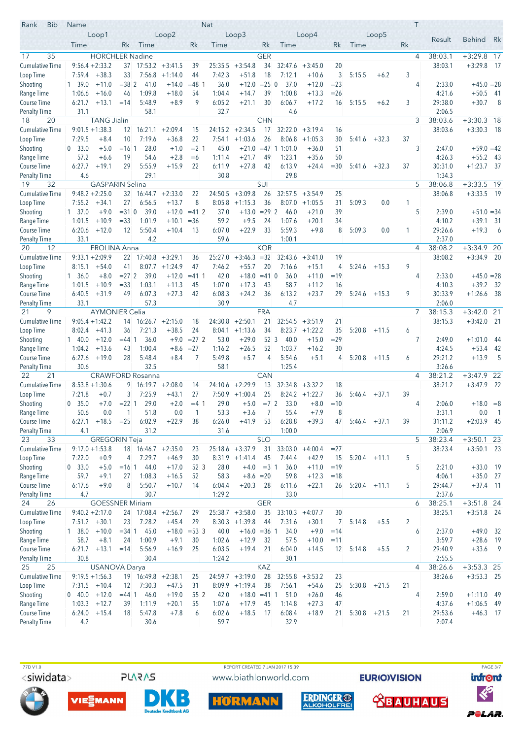| Rank | Bib | Name | | | | | Nat | | | | | | | T | | | |
|---|---|---|---|---|---|---|---|---|---|---|---|---|---|---|---|---|---|
| | Loop1 | | | Loop2 | | | Loop3 | | | Loop4 | | | Loop5 | | | Result | Behind | Rk |
| | Time | | Rk | Time | | Rk | Time | | Rk | Time | | Rk | Time | | Rk | | | |
| **17** | **35** | **HORCHLER Nadine** | | | | | **GER** | | | | | | | **4** | **38:03.1** | **+3:29.8** | **17** |
| Cumulative Time | 9:56.4 | +2:33.2 | 37 | 17:53.2 | +3:41.5 | 39 | 25:35.5 | +3:54.8 | 34 | 32:47.6 | +3:45.0 | 20 | | | | 38:03.1 | +3:29.8 | 17 |
| Loop Time | 7:59.4 | +38.3 | 33 | 7:56.8 | +1:14.0 | 44 | 7:42.3 | +51.8 | 18 | 7:12.1 | +10.6 | 3 | 5:15.5 | +6.2 | 3 | | | |
| Shooting | 1 39.0 | +11.0 | =38 | 2 41.0 | +14.0 | =48 | 1 36.0 | +12.0 | =25 | 0 37.0 | +12.0 | =23 | | | 4 | 2:33.0 | +45.0 | =28 |
| Range Time | 1:06.6 | +16.0 | 46 | 1:09.8 | +18.0 | 54 | 1:04.4 | +14.7 | 39 | 1:00.8 | +13.3 | =26 | | | | 4:21.6 | +50.5 | 41 |
| Course Time | 6:21.7 | +13.1 | =14 | 5:48.9 | +8.9 | 9 | 6:05.2 | +21.1 | 30 | 6:06.7 | +17.2 | 16 | 5:15.5 | +6.2 | 3 | 29:38.0 | +30.7 | 8 |
| Penalty Time | 31.1 | | | 58.1 | | | 32.7 | | | 4.6 | | | | | | 2:06.5 | | |
| **18** | **20** | **TANG Jialin** | | | | | **CHN** | | | | | | | **3** | **38:03.6** | **+3:30.3** | **18** |
| Cumulative Time | 9:01.5 | +1:38.3 | 12 | 16:21.1 | +2:09.4 | 15 | 24:15.2 | +2:34.5 | 17 | 32:22.0 | +3:19.4 | 16 | | | | 38:03.6 | +3:30.3 | 18 |
| Loop Time | 7:29.5 | +8.4 | 10 | 7:19.6 | +36.8 | 22 | 7:54.1 | +1:03.6 | 26 | 8:06.8 | +1:05.3 | 30 | 5:41.6 | +32.3 | 37 | | | |
| Shooting | 0 33.0 | +5.0 | =16 | 1 28.0 | +1.0 | =2 | 1 45.0 | +21.0 | =47 | 1 1:01.0 | +36.0 | 51 | | | 3 | 2:47.0 | +59.0 | =42 |
| Range Time | 57.2 | +6.6 | 19 | 54.6 | +2.8 | =6 | 1:11.4 | +21.7 | 49 | 1:23.1 | +35.6 | 50 | | | | 4:26.3 | +55.2 | 43 |
| Course Time | 6:27.7 | +19.1 | 29 | 5:55.9 | +15.9 | 22 | 6:11.9 | +27.8 | 42 | 6:13.9 | +24.4 | =30 | 5:41.6 | +32.3 | 37 | 30:31.0 | +1:23.7 | 37 |
| Penalty Time | 4.6 | | | 29.1 | | | 30.8 | | | 29.8 | | | | | | 1:34.3 | | |
| **19** | **32** | **GASPARIN Selina** | | | | | **SUI** | | | | | | | **5** | **38:06.8** | **+3:33.5** | **19** |
| Cumulative Time | 9:48.2 | +2:25.0 | 32 | 16:44.7 | +2:33.0 | 22 | 24:50.5 | +3:09.8 | 26 | 32:57.5 | +3:54.9 | 25 | | | | 38:06.8 | +3:33.5 | 19 |
| Loop Time | 7:55.2 | +34.1 | 27 | 6:56.5 | +13.7 | 8 | 8:05.8 | +1:15.3 | 36 | 8:07.0 | +1:05.5 | 31 | 5:09.3 | 0.0 | 1 | | | |
| Shooting | 1 37.0 | +9.0 | =31 | 0 39.0 | +12.0 | =41 | 2 37.0 | +13.0 | =29 | 2 46.0 | +21.0 | 39 | | | 5 | 2:39.0 | +51.0 | =34 |
| Range Time | 1:01.5 | +10.9 | =33 | 1:01.9 | +10.1 | =36 | 59.2 | +9.5 | 24 | 1:07.6 | +20.1 | 34 | | | | 4:10.2 | +39.1 | 31 |
| Course Time | 6:20.6 | +12.0 | 12 | 5:50.4 | +10.4 | 13 | 6:07.0 | +22.9 | 33 | 5:59.3 | +9.8 | 8 | 5:09.3 | 0.0 | 1 | 29:26.6 | +19.3 | 6 |
| Penalty Time | 33.1 | | | 4.2 | | | 59.6 | | | 1:00.1 | | | | | | 2:37.0 | | |
| **20** | **12** | **FROLINA Anna** | | | | | **KOR** | | | | | | | **4** | **38:08.2** | **+3:34.9** | **20** |
| Cumulative Time | 9:33.1 | +2:09.9 | 22 | 17:40.8 | +3:29.1 | 36 | 25:27.0 | +3:46.3 | =32 | 32:43.6 | +3:41.0 | 19 | | | | 38:08.2 | +3:34.9 | 20 |
| Loop Time | 8:15.1 | +54.0 | 41 | 8:07.7 | +1:24.9 | 47 | 7:46.2 | +55.7 | 20 | 7:16.6 | +15.1 | 4 | 5:24.6 | +15.3 | 9 | | | |
| Shooting | 1 36.0 | +8.0 | =27 | 2 39.0 | +12.0 | =41 | 1 42.0 | +18.0 | =41 | 0 36.0 | +11.0 | =19 | | | 4 | 2:33.0 | +45.0 | =28 |
| Range Time | 1:01.5 | +10.9 | =33 | 1:03.1 | +11.3 | 45 | 1:07.0 | +17.3 | 43 | 58.7 | +11.2 | 16 | | | | 4:10.3 | +39.2 | 32 |
| Course Time | 6:40.5 | +31.9 | 49 | 6:07.3 | +27.3 | 42 | 6:08.3 | +24.2 | 36 | 6:13.2 | +23.7 | 29 | 5:24.6 | +15.3 | 9 | 30:33.9 | +1:26.6 | 38 |
| Penalty Time | 33.1 | | | 57.3 | | | 30.9 | | | 4.7 | | | | | | 2:06.0 | | |
| **21** | **9** | **AYMONIER Celia** | | | | | **FRA** | | | | | | | **7** | **38:15.3** | **+3:42.0** | **21** |
| Cumulative Time | 9:05.4 | +1:42.2 | 14 | 16:26.7 | +2:15.0 | 18 | 24:30.8 | +2:50.1 | 21 | 32:54.5 | +3:51.9 | 21 | | | | 38:15.3 | +3:42.0 | 21 |
| Loop Time | 8:02.4 | +41.3 | 36 | 7:21.3 | +38.5 | 24 | 8:04.1 | +1:13.6 | 34 | 8:23.7 | +1:22.2 | 35 | 5:20.8 | +11.5 | 6 | | | |
| Shooting | 1 40.0 | +12.0 | =44 | 1 36.0 | +9.0 | =27 | 2 53.0 | +29.0 | 52 | 3 40.0 | +15.0 | =29 | | | 7 | 2:49.0 | +1:01.0 | 44 |
| Range Time | 1:04.2 | +13.6 | 43 | 1:00.4 | +8.6 | =27 | 1:16.2 | +26.5 | 52 | 1:03.7 | +16.2 | 30 | | | | 4:24.5 | +53.4 | 42 |
| Course Time | 6:27.6 | +19.0 | 28 | 5:48.4 | +8.4 | 7 | 5:49.8 | +5.7 | 4 | 5:54.6 | +5.1 | 4 | 5:20.8 | +11.5 | 6 | 29:21.2 | +13.9 | 5 |
| Penalty Time | 30.6 | | | 32.5 | | | 58.1 | | | 1:25.4 | | | | | | 3:26.6 | | |
| **22** | **21** | **CRAWFORD Rosanna** | | | | | **CAN** | | | | | | | **4** | **38:21.2** | **+3:47.9** | **22** |
| Cumulative Time | 8:53.8 | +1:30.6 | 9 | 16:19.7 | +2:08.0 | 14 | 24:10.6 | +2:29.9 | 13 | 32:34.8 | +3:32.2 | 18 | | | | 38:21.2 | +3:47.9 | 22 |
| Loop Time | 7:21.8 | +0.7 | 3 | 7:25.9 | +43.1 | 27 | 7:50.9 | +1:00.4 | 25 | 8:24.2 | +1:22.7 | 36 | 5:46.4 | +37.1 | 39 | | | |
| Shooting | 0 35.0 | +7.0 | =22 | 1 29.0 | +2.0 | =4 | 1 29.0 | +5.0 | =7 | 2 33.0 | +8.0 | =10 | | | 4 | 2:06.0 | +18.0 | =8 |
| Range Time | 50.6 | 0.0 | 1 | 51.8 | 0.0 | 1 | 53.3 | +3.6 | 7 | 55.4 | +7.9 | 8 | | | | 3:31.1 | 0.0 | 1 |
| Course Time | 6:27.1 | +18.5 | =25 | 6:02.9 | +22.9 | 38 | 6:26.0 | +41.9 | 53 | 6:28.8 | +39.3 | 47 | 5:46.4 | +37.1 | 39 | 31:11.2 | +2:03.9 | 45 |
| Penalty Time | 4.1 | | | 31.2 | | | 31.6 | | | 1:00.0 | | | | | | 2:06.9 | | |
| **23** | **33** | **GREGORIN Teja** | | | | | **SLO** | | | | | | | **5** | **38:23.4** | **+3:50.1** | **23** |
| Cumulative Time | 9:17.0 | +1:53.8 | 18 | 16:46.7 | +2:35.0 | 23 | 25:18.6 | +3:37.9 | 31 | 33:03.0 | +4:00.4 | =27 | | | | 38:23.4 | +3:50.1 | 23 |
| Loop Time | 7:22.0 | +0.9 | 4 | 7:29.7 | +46.9 | 30 | 8:31.9 | +1:41.4 | 45 | 7:44.4 | +42.9 | 15 | 5:20.4 | +11.1 | 5 | | | |
| Shooting | 0 33.0 | +5.0 | =16 | 1 44.0 | +17.0 | 52 | 3 28.0 | +4.0 | =3 | 1 36.0 | +11.0 | =19 | | | 5 | 2:21.0 | +33.0 | 19 |
| Range Time | 59.7 | +9.1 | 27 | 1:08.3 | +16.5 | 52 | 58.3 | +8.6 | =20 | 59.8 | +12.3 | =18 | | | | 4:06.1 | +35.0 | 27 |
| Course Time | 6:17.6 | +9.0 | 8 | 5:50.7 | +10.7 | 14 | 6:04.4 | +20.3 | 28 | 6:11.6 | +22.1 | 26 | 5:20.4 | +11.1 | 5 | 29:44.7 | +37.4 | 11 |
| Penalty Time | 4.7 | | | 30.7 | | | 1:29.2 | | | 33.0 | | | | | | 2:37.6 | | |
| **24** | **26** | **GOESSNER Miriam** | | | | | **GER** | | | | | | | **6** | **38:25.1** | **+3:51.8** | **24** |
| Cumulative Time | 9:40.2 | +2:17.0 | 24 | 17:08.4 | +2:56.7 | 29 | 25:38.7 | +3:58.0 | 35 | 33:10.3 | +4:07.7 | 30 | | | | 38:25.1 | +3:51.8 | 24 |
| Loop Time | 7:51.2 | +30.1 | 23 | 7:28.2 | +45.4 | 29 | 8:30.3 | +1:39.8 | 44 | 7:31.6 | +30.1 | 7 | 5:14.8 | +5.5 | 2 | | | |
| Shooting | 1 38.0 | +10.0 | =34 | 1 45.0 | +18.0 | =53 | 3 40.0 | +16.0 | =36 | 1 34.0 | +9.0 | =14 | | | 6 | 2:37.0 | +49.0 | 32 |
| Range Time | 58.7 | +8.1 | 24 | 1:00.9 | +9.1 | 30 | 1:02.6 | +12.9 | 32 | 57.5 | +10.0 | =11 | | | | 3:59.7 | +28.6 | 19 |
| Course Time | 6:21.7 | +13.1 | =14 | 5:56.9 | +16.9 | 25 | 6:03.5 | +19.4 | 21 | 6:04.0 | +14.5 | 12 | 5:14.8 | +5.5 | 2 | 29:40.9 | +33.6 | 9 |
| Penalty Time | 30.8 | | | 30.4 | | | 1:24.2 | | | 30.1 | | | | | | 2:55.5 | | |
| **25** | **25** | **USANOVA Darya** | | | | | **KAZ** | | | | | | | **4** | **38:26.6** | **+3:53.3** | **25** |
| Cumulative Time | 9:19.5 | +1:56.3 | 19 | 16:49.8 | +2:38.1 | 25 | 24:59.7 | +3:19.0 | 28 | 32:55.8 | +3:53.2 | 23 | | | | 38:26.6 | +3:53.3 | 25 |
| Loop Time | 7:31.5 | +10.4 | 12 | 7:30.3 | +47.5 | 31 | 8:09.9 | +1:19.4 | 38 | 7:56.1 | +54.6 | 25 | 5:30.8 | +21.5 | 21 | | | |
| Shooting | 0 40.0 | +12.0 | =44 | 1 46.0 | +19.0 | 55 | 2 42.0 | +18.0 | =41 | 1 51.0 | +26.0 | 46 | | | 4 | 2:59.0 | +1:11.0 | 49 |
| Range Time | 1:03.3 | +12.7 | 39 | 1:11.9 | +20.1 | 55 | 1:07.6 | +17.9 | 45 | 1:14.8 | +27.3 | 47 | | | | 4:37.6 | +1:06.5 | 49 |
| Course Time | 6:24.0 | +15.4 | 18 | 5:47.8 | +7.8 | 6 | 6:02.6 | +18.5 | 17 | 6:08.4 | +18.9 | 21 | 5:30.8 | +21.5 | 21 | 29:53.6 | +46.3 | 17 |
| Penalty Time | 4.2 | | | 30.6 | | | 59.7 | | | 32.9 | | | | | | 2:07.4 | | |

77D V1.0 REPORT CREATED 7 JAN 2017 15:39

www.biathlonworld.com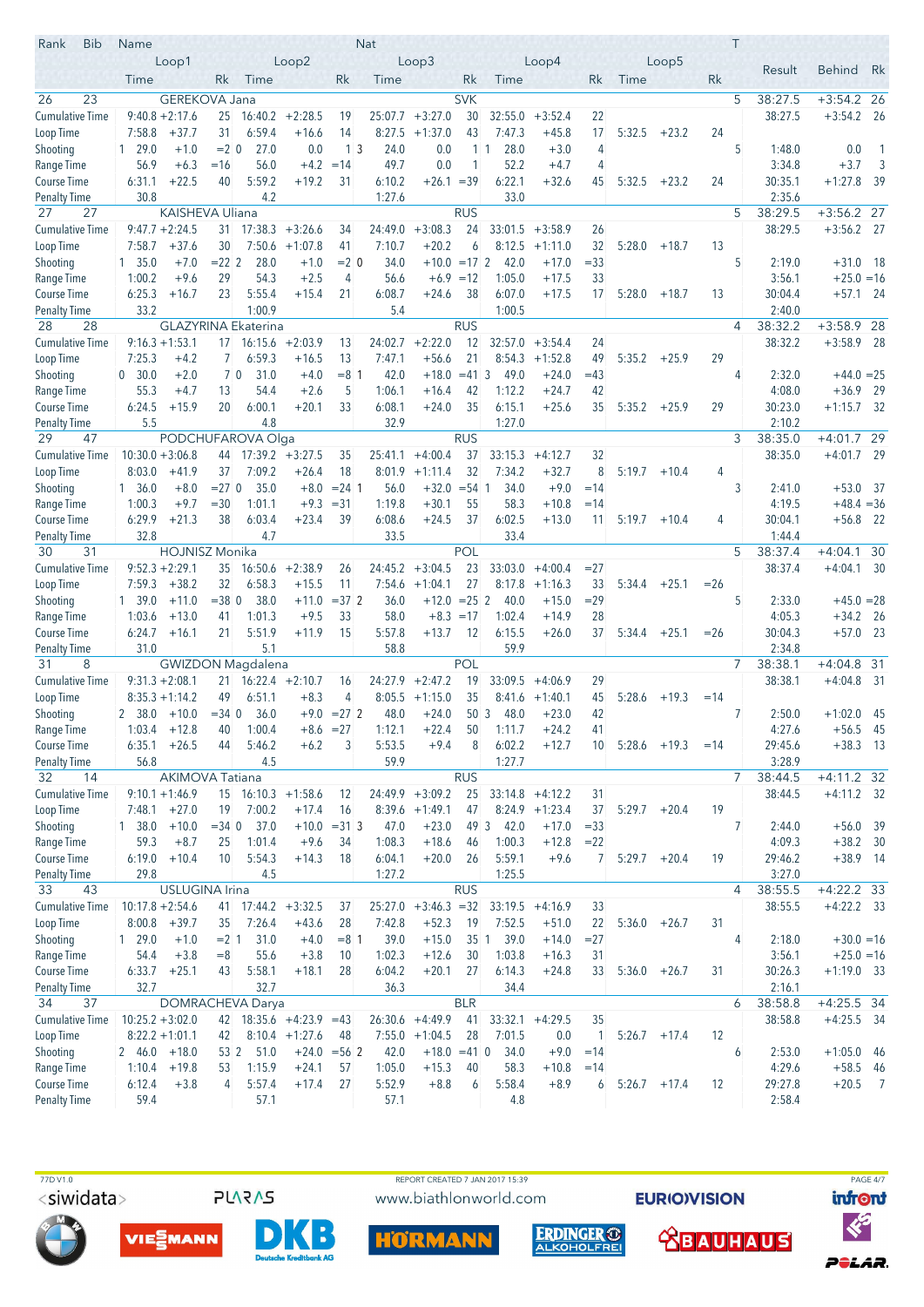| Rank | Bib | Name | | | | Nat | | | | | | T | Result | Behind | Rk |
|---|---|---|---|---|---|---|---|---|---|---|---|---|---|---|---|
| | Loop1 | | | Loop2 | | | Loop3 | | | Loop4 | | | Loop5 | | |
| | Time | | Rk | Time | | Rk | Time | | Rk | Time | | Rk | Time | | Rk |
| 26 | 23 | GEREKOVA Jana | | | | SVK | | | | | | 5 | 38:27.5 | +3:54.2 | 26 |
| Cumulative Time | 9:40.8 | +2:17.6 | 25 | 16:40.2 | +2:28.5 | 19 | 25:07.7 | +3:27.0 | 30 | 32:55.0 | +3:52.4 | 22 | 38:27.5 | +3:54.2 | 26 |
| Loop Time | 7:58.8 | +37.7 | 31 | 6:59.4 | +16.6 | 14 | 8:27.5 | +1:37.0 | 43 | 7:47.3 | +45.8 | 17 | 5:32.5 | +23.2 | 24 |
| Shooting | 1 29.0 | +1.0 | =2 0 | 27.0 | 0.0 | 1 3 | 24.0 | 0.0 | 1 1 | 28.0 | +3.0 | 4 | 5 1:48.0 | 0.0 | 1 |
| Range Time | 56.9 | +6.3 | =16 | 56.0 | +4.2 | =14 | 49.7 | 0.0 | 1 | 52.2 | +4.7 | 4 | 3:34.8 | +3.7 | 3 |
| Course Time | 6:31.1 | +22.5 | 40 | 5:59.2 | +19.2 | 31 | 6:10.2 | +26.1 | =39 | 6:22.1 | +32.6 | 45 | 5:32.5 +23.2 24 | 30:35.1 +1:27.8 | 39 |
| Penalty Time | 30.8 | | | 4.2 | | | 1:27.6 | | | 33.0 | | | 2:35.6 | | |
| 27 | 27 | KAISHEVA Uliana | | | | RUS | | | | | | 5 | 38:29.5 | +3:56.2 | 27 |
| Cumulative Time | 9:47.7 | +2:24.5 | 31 | 17:38.3 | +3:26.6 | 34 | 24:49.0 | +3:08.3 | 24 | 33:01.5 | +3:58.9 | 26 | 38:29.5 | +3:56.2 | 27 |
| Loop Time | 7:58.7 | +37.6 | 30 | 7:50.6 | +1:07.8 | 41 | 7:10.7 | +20.2 | 6 | 8:12.5 | +1:11.0 | 32 | 5:28.0 | +18.7 | 13 |
| Shooting | 1 35.0 | +7.0 | =22 2 | 28.0 | +1.0 | =2 0 | 34.0 | +10.0 | =17 2 | 42.0 | +17.0 | =33 | 5 2:19.0 | +31.0 | 18 |
| Range Time | 1:00.2 | +9.6 | 29 | 54.3 | +2.5 | 4 | 56.6 | +6.9 | =12 | 1:05.0 | +17.5 | 33 | 3:56.1 | +25.0 | =16 |
| Course Time | 6:25.3 | +16.7 | 23 | 5:55.4 | +15.4 | 21 | 6:08.7 | +24.6 | 38 | 6:07.0 | +17.5 | 17 | 5:28.0 +18.7 13 | 30:04.4 +57.1 | 24 |
| Penalty Time | 33.2 | | | 1:00.9 | | | 5.4 | | | 1:00.5 | | | 2:40.0 | | |
| 28 | 28 | GLAZYRINA Ekaterina | | | | RUS | | | | | | 4 | 38:32.2 | +3:58.9 | 28 |
| Cumulative Time | 9:16.3 | +1:53.1 | 17 | 16:15.6 | +2:03.9 | 13 | 24:02.7 | +2:22.0 | 12 | 32:57.0 | +3:54.4 | 24 | 38:32.2 | +3:58.9 | 28 |
| Loop Time | 7:25.3 | +4.2 | 7 | 6:59.3 | +16.5 | 13 | 7:47.1 | +56.6 | 21 | 8:54.3 | +1:52.8 | 49 | 5:35.2 | +25.9 | 29 |
| Shooting | 0 30.0 | +2.0 | 7 0 | 31.0 | +4.0 | =8 1 | 42.0 | +18.0 | =41 3 | 49.0 | +24.0 | =43 | 4 2:32.0 | +44.0 | =25 |
| Range Time | 55.3 | +4.7 | 13 | 54.4 | +2.6 | 5 | 1:06.1 | +16.4 | 42 | 1:12.2 | +24.7 | 42 | 4:08.0 | +36.9 | 29 |
| Course Time | 6:24.5 | +15.9 | 20 | 6:00.1 | +20.1 | 33 | 6:08.1 | +24.0 | 35 | 6:15.1 | +25.6 | 35 | 5:35.2 +25.9 29 | 30:23.0 +1:15.7 | 32 |
| Penalty Time | 5.5 | | | 4.8 | | | 32.9 | | | 1:27.0 | | | 2:10.2 | | |
| 29 | 47 | PODCHUFAROVA Olga | | | | RUS | | | | | | 3 | 38:35.0 | +4:01.7 | 29 |
| Cumulative Time | 10:30.0 | +3:06.8 | 44 | 17:39.2 | +3:27.5 | 35 | 25:41.1 | +4:00.4 | 37 | 33:15.3 | +4:12.7 | 32 | 38:35.0 | +4:01.7 | 29 |
| Loop Time | 8:03.0 | +41.9 | 37 | 7:09.2 | +26.4 | 18 | 8:01.9 | +1:11.4 | 32 | 7:34.2 | +32.7 | 8 | 5:19.7 | +10.4 | 4 |
| Shooting | 1 36.0 | +8.0 | =27 0 | 35.0 | +8.0 | =24 1 | 56.0 | +32.0 | =54 1 | 34.0 | +9.0 | =14 | 3 2:41.0 | +53.0 | 37 |
| Range Time | 1:00.3 | +9.7 | =30 | 1:01.1 | +9.3 | =31 | 1:19.8 | +30.1 | 55 | 58.3 | +10.8 | =14 | 4:19.5 | +48.4 | =36 |
| Course Time | 6:29.9 | +21.3 | 38 | 6:03.4 | +23.4 | 39 | 6:08.6 | +24.5 | 37 | 6:02.5 | +13.0 | 11 | 5:19.7 +10.4 4 | 30:04.1 +56.8 | 22 |
| Penalty Time | 32.8 | | | 4.7 | | | 33.5 | | | 33.4 | | | 1:44.4 | | |
| 30 | 31 | HOJNISZ Monika | | | | POL | | | | | | 5 | 38:37.4 | +4:04.1 | 30 |
| Cumulative Time | 9:52.3 | +2:29.1 | 35 | 16:50.6 | +2:38.9 | 26 | 24:45.2 | +3:04.5 | 23 | 33:03.0 | +4:00.4 | =27 | 38:37.4 | +4:04.1 | 30 |
| Loop Time | 7:59.3 | +38.2 | 32 | 6:58.3 | +15.5 | 11 | 7:54.6 | +1:04.1 | 27 | 8:17.8 | +1:16.3 | 33 | 5:34.4 | +25.1 | =26 |
| Shooting | 1 39.0 | +11.0 | =38 0 | 38.0 | +11.0 | =37 2 | 36.0 | +12.0 | =25 2 | 40.0 | +15.0 | =29 | 5 2:33.0 | +45.0 | =28 |
| Range Time | 1:03.6 | +13.0 | 41 | 1:01.3 | +9.5 | 33 | 58.0 | +8.3 | =17 | 1:02.4 | +14.9 | 28 | 4:05.3 | +34.2 | 26 |
| Course Time | 6:24.7 | +16.1 | 21 | 5:51.9 | +11.9 | 15 | 5:57.8 | +13.7 | 12 | 6:15.5 | +26.0 | 37 | 5:34.4 +25.1 =26 | 30:04.3 +57.0 | 23 |
| Penalty Time | 31.0 | | | 5.1 | | | 58.8 | | | 59.9 | | | 2:34.8 | | |
| 31 | 8 | GWIZDON Magdalena | | | | POL | | | | | | 7 | 38:38.1 | +4:04.8 | 31 |
| Cumulative Time | 9:31.3 | +2:08.1 | 21 | 16:22.4 | +2:10.7 | 16 | 24:27.9 | +2:47.2 | 19 | 33:09.5 | +4:06.9 | 29 | 38:38.1 | +4:04.8 | 31 |
| Loop Time | 8:35.3 | +1:14.2 | 49 | 6:51.1 | +8.3 | 4 | 8:05.5 | +1:15.0 | 35 | 8:41.6 | +1:40.1 | 45 | 5:28.6 | +19.3 | =14 |
| Shooting | 2 38.0 | +10.0 | =34 0 | 36.0 | +9.0 | =27 2 | 48.0 | +24.0 | 50 3 | 48.0 | +23.0 | 42 | 7 2:50.0 | +1:02.0 | 45 |
| Range Time | 1:03.4 | +12.8 | 40 | 1:00.4 | +8.6 | =27 | 1:12.1 | +22.4 | 50 | 1:11.7 | +24.2 | 41 | 4:27.6 | +56.5 | 45 |
| Course Time | 6:35.1 | +26.5 | 44 | 5:46.2 | +6.2 | 3 | 5:53.5 | +9.4 | 8 | 6:02.2 | +12.7 | 10 | 5:28.6 +19.3 =14 | 29:45.6 +38.3 | 13 |
| Penalty Time | 56.8 | | | 4.5 | | | 59.9 | | | 1:27.7 | | | 3:28.9 | | |
| 32 | 14 | AKIMOVA Tatiana | | | | RUS | | | | | | 7 | 38:44.5 | +4:11.2 | 32 |
| Cumulative Time | 9:10.1 | +1:46.9 | 15 | 16:10.3 | +1:58.6 | 12 | 24:49.9 | +3:09.2 | 25 | 33:14.8 | +4:12.2 | 31 | 38:44.5 | +4:11.2 | 32 |
| Loop Time | 7:48.1 | +27.0 | 19 | 7:00.2 | +17.4 | 16 | 8:39.6 | +1:49.1 | 47 | 8:24.9 | +1:23.4 | 37 | 5:29.7 | +20.4 | 19 |
| Shooting | 1 38.0 | +10.0 | =34 0 | 37.0 | +10.0 | =31 3 | 47.0 | +23.0 | 49 3 | 42.0 | +17.0 | =33 | 7 2:44.0 | +56.0 | 39 |
| Range Time | 59.3 | +8.7 | 25 | 1:01.4 | +9.6 | 34 | 1:08.3 | +18.6 | 46 | 1:00.3 | +12.8 | =22 | 4:09.3 | +38.2 | 30 |
| Course Time | 6:19.0 | +10.4 | 10 | 5:54.3 | +14.3 | 18 | 6:04.1 | +20.0 | 26 | 5:59.1 | +9.6 | 7 | 5:29.7 +20.4 19 | 29:46.2 +38.9 | 14 |
| Penalty Time | 29.8 | | | 4.5 | | | 1:27.2 | | | 1:25.5 | | | 3:27.0 | | |
| 33 | 43 | USLUGINA Irina | | | | RUS | | | | | | 4 | 38:55.5 | +4:22.2 | 33 |
| Cumulative Time | 10:17.8 | +2:54.6 | 41 | 17:44.2 | +3:32.5 | 37 | 25:27.0 | +3:46.3 | =32 | 33:19.5 | +4:16.9 | 33 | 38:55.5 | +4:22.2 | 33 |
| Loop Time | 8:00.8 | +39.7 | 35 | 7:26.4 | +43.6 | 28 | 7:42.8 | +52.3 | 19 | 7:52.5 | +51.0 | 22 | 5:36.0 | +26.7 | 31 |
| Shooting | 1 29.0 | +1.0 | =2 1 | 31.0 | +4.0 | =8 1 | 39.0 | +15.0 | 35 1 | 39.0 | +14.0 | =27 | 4 2:18.0 | +30.0 | =16 |
| Range Time | 54.4 | +3.8 | =8 | 55.6 | +3.8 | 10 | 1:02.3 | +12.6 | 30 | 1:03.8 | +16.3 | 31 | 3:56.1 | +25.0 | =16 |
| Course Time | 6:33.7 | +25.1 | 43 | 5:58.1 | +18.1 | 28 | 6:04.2 | +20.1 | 27 | 6:14.3 | +24.8 | 33 | 5:36.0 +26.7 31 | 30:26.3 +1:19.0 | 33 |
| Penalty Time | 32.7 | | | 32.7 | | | 36.3 | | | 34.4 | | | 2:16.1 | | |
| 34 | 37 | DOMRACHEVA Darya | | | | BLR | | | | | | 6 | 38:58.8 | +4:25.5 | 34 |
| Cumulative Time | 10:25.2 | +3:02.0 | 42 | 18:35.6 | +4:23.9 | =43 | 26:30.6 | +4:49.9 | 41 | 33:32.1 | +4:29.5 | 35 | 38:58.8 | +4:25.5 | 34 |
| Loop Time | 8:22.2 | +1:01.1 | 42 | 8:10.4 | +1:27.6 | 48 | 7:55.0 | +1:04.5 | 28 | 7:01.5 | 0.0 | 1 | 5:26.7 | +17.4 | 12 |
| Shooting | 2 46.0 | +18.0 | 53 2 | 51.0 | +24.0 | =56 2 | 42.0 | +18.0 | =41 0 | 34.0 | +9.0 | =14 | 6 2:53.0 | +1:05.0 | 46 |
| Range Time | 1:10.4 | +19.8 | 53 | 1:15.9 | +24.1 | 57 | 1:05.0 | +15.3 | 40 | 58.3 | +10.8 | =14 | 4:29.6 | +58.5 | 46 |
| Course Time | 6:12.4 | +3.8 | 4 | 5:57.4 | +17.4 | 27 | 5:52.9 | +8.8 | 6 | 5:58.4 | +8.9 | 6 | 5:26.7 +17.4 12 | 29:27.8 +20.5 | 7 |
| Penalty Time | 59.4 | | | 57.1 | | | 57.1 | | | 4.8 | | | 2:58.4 | | |

77D V1.0 REPORT CREATED 7 JAN 2017 15:39

www.biathlonworld.com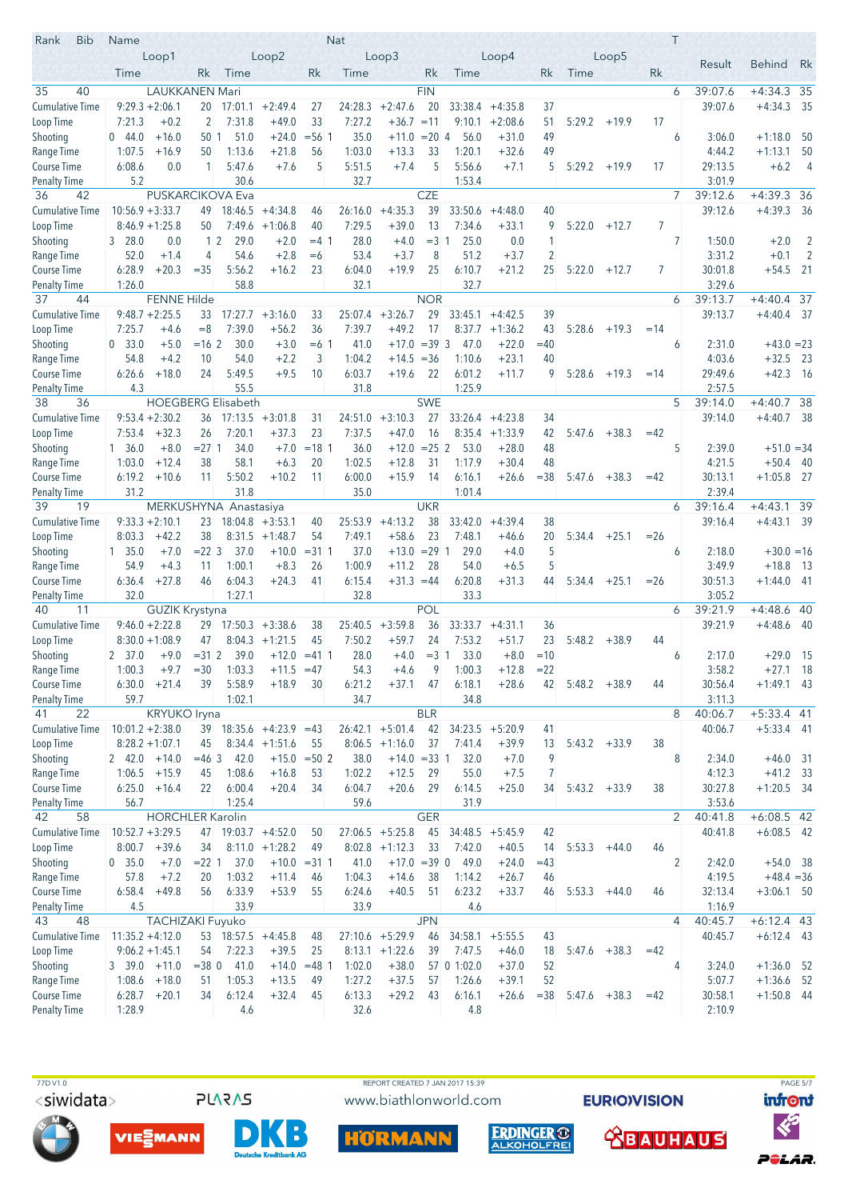| Rank | Bib | Name | | | | | Nat | | | | | | | T | | | |
|---|---|---|---|---|---|---|---|---|---|---|---|---|---|---|---|---|---|
| | Loop1 | | | Loop2 | | | Loop3 | | | Loop4 | | | Loop5 | | | Result | Behind | Rk |
| | Time | | Rk | Time | | Rk | Time | | Rk | Time | | Rk | Time | | Rk | | | |
| **35** | **40** | **LAUKKANEN Mari** | | | | | **FIN** | | | | | | | **6** | **39:07.6** | **+4:34.3** | **35** |
| Cumulative Time | 9:29.3 | +2:06.1 | 20 | 17:01.1 | +2:49.4 | 27 | 24:28.3 | +2:47.6 | 20 | 33:38.4 | +4:35.8 | 37 | | | | 39:07.6 | +4:34.3 | 35 |
| Loop Time | 7:21.3 | +0.2 | 2 | 7:31.8 | +49.0 | 33 | 7:27.2 | +36.7 | =11 | 9:10.1 | +2:08.6 | 51 | 5:29.2 | +19.9 | 17 | | | |
| Shooting | 0  44.0 | +16.0 | 50 | 1  51.0 | +24.0 | =56 | 1  35.0 | +11.0 | =20 | 4  56.0 | +31.0 | 49 | | | 6 | 3:06.0 | +1:18.0 | 50 |
| Range Time | 1:07.5 | +16.9 | 50 | 1:13.6 | +21.8 | 56 | 1:03.0 | +13.3 | 33 | 1:20.1 | +32.6 | 49 | | | | 4:44.2 | +1:13.1 | 50 |
| Course Time | 6:08.6 | 0.0 | 1 | 5:47.6 | +7.6 | 5 | 5:51.5 | +7.4 | 5 | 5:56.6 | +7.1 | 5 | 5:29.2 | +19.9 | 17 | 29:13.5 | +6.2 | 4 |
| Penalty Time | 5.2 | | | 30.6 | | | 32.7 | | | 1:53.4 | | | | | | 3:01.9 | | |
| **36** | **42** | **PUSKARCIKOVA Eva** | | | | | **CZE** | | | | | | | **7** | **39:12.6** | **+4:39.3** | **36** |
| Cumulative Time | 10:56.9 | +3:33.7 | 49 | 18:46.5 | +4:34.8 | 46 | 26:16.0 | +4:35.3 | 39 | 33:50.6 | +4:48.0 | 40 | | | | 39:12.6 | +4:39.3 | 36 |
| Loop Time | 8:46.9 | +1:25.8 | 50 | 7:49.6 | +1:06.8 | 40 | 7:29.5 | +39.0 | 13 | 7:34.6 | +33.1 | 9 | 5:22.0 | +12.7 | 7 | | | |
| Shooting | 3  28.0 | 0.0 | 1 | 2  29.0 | +2.0 | =4 | 1  28.0 | +4.0 | =3 | 1  25.0 | 0.0 | 1 | | | 7 | 1:50.0 | +2.0 | 2 |
| Range Time | 52.0 | +1.4 | 4 | 54.6 | +2.8 | =6 | 53.4 | +3.7 | 8 | 51.2 | +3.7 | 2 | | | | 3:31.2 | +0.1 | 2 |
| Course Time | 6:28.9 | +20.3 | =35 | 5:56.2 | +16.2 | 23 | 6:04.0 | +19.9 | 25 | 6:10.7 | +21.2 | 25 | 5:22.0 | +12.7 | 7 | 30:01.8 | +54.5 | 21 |
| Penalty Time | 1:26.0 | | | 58.8 | | | 32.1 | | | 32.7 | | | | | | 3:29.6 | | |
| **37** | **44** | **FENNE Hilde** | | | | | **NOR** | | | | | | | **6** | **39:13.7** | **+4:40.4** | **37** |
| Cumulative Time | 9:48.7 | +2:25.5 | 33 | 17:27.7 | +3:16.0 | 33 | 25:07.4 | +3:26.7 | 29 | 33:45.1 | +4:42.5 | 39 | | | | 39:13.7 | +4:40.4 | 37 |
| Loop Time | 7:25.7 | +4.6 | =8 | 7:39.0 | +56.2 | 36 | 7:39.7 | +49.2 | 17 | 8:37.7 | +1:36.2 | 43 | 5:28.6 | +19.3 | =14 | | | |
| Shooting | 0  33.0 | +5.0 | =16 | 2  30.0 | +3.0 | =6 | 1  41.0 | +17.0 | =39 | 3  47.0 | +22.0 | =40 | | | 6 | 2:31.0 | +43.0 | =23 |
| Range Time | 54.8 | +4.2 | 10 | 54.0 | +2.2 | 3 | 1:04.2 | +14.5 | =36 | 1:10.6 | +23.1 | 40 | | | | 4:03.6 | +32.5 | 23 |
| Course Time | 6:26.6 | +18.0 | 24 | 5:49.5 | +9.5 | 10 | 6:03.7 | +19.6 | 22 | 6:01.2 | +11.7 | 9 | 5:28.6 | +19.3 | =14 | 29:49.6 | +42.3 | 16 |
| Penalty Time | 4.3 | | | 55.5 | | | 31.8 | | | 1:25.9 | | | | | | 2:57.5 | | |
| **38** | **36** | **HOEGBERG Elisabeth** | | | | | **SWE** | | | | | | | **5** | **39:14.0** | **+4:40.7** | **38** |
| Cumulative Time | 9:53.4 | +2:30.2 | 36 | 17:13.5 | +3:01.8 | 31 | 24:51.0 | +3:10.3 | 27 | 33:26.4 | +4:23.8 | 34 | | | | 39:14.0 | +4:40.7 | 38 |
| Loop Time | 7:53.4 | +32.3 | 26 | 7:20.1 | +37.3 | 23 | 7:37.5 | +47.0 | 16 | 8:35.4 | +1:33.9 | 42 | 5:47.6 | +38.3 | =42 | | | |
| Shooting | 1  36.0 | +8.0 | =27 | 1  34.0 | +7.0 | =18 | 1  36.0 | +12.0 | =25 | 2  53.0 | +28.0 | 48 | | | 5 | 2:39.0 | +51.0 | =34 |
| Range Time | 1:03.0 | +12.4 | 38 | 58.1 | +6.3 | 20 | 1:02.5 | +12.8 | 31 | 1:17.9 | +30.4 | 48 | | | | 4:21.5 | +50.4 | 40 |
| Course Time | 6:19.2 | +10.6 | 11 | 5:50.2 | +10.2 | 11 | 6:00.0 | +15.9 | 14 | 6:16.1 | +26.6 | =38 | 5:47.6 | +38.3 | =42 | 30:13.1 | +1:05.8 | 27 |
| Penalty Time | 31.2 | | | 31.8 | | | 35.0 | | | 1:01.4 | | | | | | 2:39.4 | | |
| **39** | **19** | **MERKUSHYNA Anastasiya** | | | | | **UKR** | | | | | | | **6** | **39:16.4** | **+4:43.1** | **39** |
| Cumulative Time | 9:33.3 | +2:10.1 | 23 | 18:04.8 | +3:53.1 | 40 | 25:53.9 | +4:13.2 | 38 | 33:42.0 | +4:39.4 | 38 | | | | 39:16.4 | +4:43.1 | 39 |
| Loop Time | 8:03.3 | +42.2 | 38 | 8:31.5 | +1:48.7 | 54 | 7:49.1 | +58.6 | 23 | 7:48.1 | +46.6 | 20 | 5:34.4 | +25.1 | =26 | | | |
| Shooting | 1  35.0 | +7.0 | =22 | 3  37.0 | +10.0 | =31 | 1  37.0 | +13.0 | =29 | 1  29.0 | +4.0 | 5 | | | 6 | 2:18.0 | +30.0 | =16 |
| Range Time | 54.9 | +4.3 | 11 | 1:00.1 | +8.3 | 26 | 1:00.9 | +11.2 | 28 | 54.0 | +6.5 | 5 | | | | 3:49.9 | +18.8 | 13 |
| Course Time | 6:36.4 | +27.8 | 46 | 6:04.3 | +24.3 | 41 | 6:15.4 | +31.3 | =44 | 6:20.8 | +31.3 | 44 | 5:34.4 | +25.1 | =26 | 30:51.3 | +1:44.0 | 41 |
| Penalty Time | 32.0 | | | 1:27.1 | | | 32.8 | | | 33.3 | | | | | | 3:05.2 | | |
| **40** | **11** | **GUZIK Krystyna** | | | | | **POL** | | | | | | | **6** | **39:21.9** | **+4:48.6** | **40** |
| Cumulative Time | 9:46.0 | +2:22.8 | 29 | 17:50.3 | +3:38.6 | 38 | 25:40.5 | +3:59.8 | 36 | 33:33.7 | +4:31.1 | 36 | | | | 39:21.9 | +4:48.6 | 40 |
| Loop Time | 8:30.0 | +1:08.9 | 47 | 8:04.3 | +1:21.5 | 45 | 7:50.2 | +59.7 | 24 | 7:53.2 | +51.7 | 23 | 5:48.2 | +38.9 | 44 | | | |
| Shooting | 2  37.0 | +9.0 | =31 | 2  39.0 | +12.0 | =41 | 1  28.0 | +4.0 | =3 | 1  33.0 | +8.0 | =10 | | | 6 | 2:17.0 | +29.0 | 15 |
| Range Time | 1:00.3 | +9.7 | =30 | 1:03.3 | +11.5 | =47 | 54.3 | +4.6 | 9 | 1:00.3 | +12.8 | =22 | | | | 3:58.2 | +27.1 | 18 |
| Course Time | 6:30.0 | +21.4 | 39 | 5:58.9 | +18.9 | 30 | 6:21.2 | +37.1 | 47 | 6:18.1 | +28.6 | 42 | 5:48.2 | +38.9 | 44 | 30:56.4 | +1:49.1 | 43 |
| Penalty Time | 59.7 | | | 1:02.1 | | | 34.7 | | | 34.8 | | | | | | 3:11.3 | | |
| **41** | **22** | **KRYUKO Iryna** | | | | | **BLR** | | | | | | | **8** | **40:06.7** | **+5:33.4** | **41** |
| Cumulative Time | 10:01.2 | +2:38.0 | 39 | 18:35.6 | +4:23.9 | =43 | 26:42.1 | +5:01.4 | 42 | 34:23.5 | +5:20.9 | 41 | | | | 40:06.7 | +5:33.4 | 41 |
| Loop Time | 8:28.2 | +1:07.1 | 45 | 8:34.4 | +1:51.6 | 55 | 8:06.5 | +1:16.0 | 37 | 7:41.4 | +39.9 | 13 | 5:43.2 | +33.9 | 38 | | | |
| Shooting | 2  42.0 | +14.0 | =46 | 3  42.0 | +15.0 | =50 | 2  38.0 | +14.0 | =33 | 1  32.0 | +7.0 | 9 | | | 8 | 2:34.0 | +46.0 | 31 |
| Range Time | 1:06.5 | +15.9 | 45 | 1:08.6 | +16.8 | 53 | 1:02.2 | +12.5 | 29 | 55.0 | +7.5 | 7 | | | | 4:12.3 | +41.2 | 33 |
| Course Time | 6:25.0 | +16.4 | 22 | 6:00.4 | +20.4 | 34 | 6:04.7 | +20.6 | 29 | 6:14.5 | +25.0 | 34 | 5:43.2 | +33.9 | 38 | 30:27.8 | +1:20.5 | 34 |
| Penalty Time | 56.7 | | | 1:25.4 | | | 59.6 | | | 31.9 | | | | | | 3:53.6 | | |
| **42** | **58** | **HORCHLER Karolin** | | | | | **GER** | | | | | | | **2** | **40:41.8** | **+6:08.5** | **42** |
| Cumulative Time | 10:52.7 | +3:29.5 | 47 | 19:03.7 | +4:52.0 | 50 | 27:06.5 | +5:25.8 | 45 | 34:48.5 | +5:45.9 | 42 | | | | 40:41.8 | +6:08.5 | 42 |
| Loop Time | 8:00.7 | +39.6 | 34 | 8:11.0 | +1:28.2 | 49 | 8:02.8 | +1:12.3 | 33 | 7:42.0 | +40.5 | 14 | 5:53.3 | +44.0 | 46 | | | |
| Shooting | 0  35.0 | +7.0 | =22 | 1  37.0 | +10.0 | =31 | 1  41.0 | +17.0 | =39 | 0  49.0 | +24.0 | =43 | | | 2 | 2:42.0 | +54.0 | 38 |
| Range Time | 57.8 | +7.2 | 20 | 1:03.2 | +11.4 | 46 | 1:04.3 | +14.6 | 38 | 1:14.2 | +26.7 | 46 | | | | 4:19.5 | +48.4 | =36 |
| Course Time | 6:58.4 | +49.8 | 56 | 6:33.9 | +53.9 | 55 | 6:24.6 | +40.5 | 51 | 6:23.2 | +33.7 | 46 | 5:53.3 | +44.0 | 46 | 32:13.4 | +3:06.1 | 50 |
| Penalty Time | 4.5 | | | 33.9 | | | 33.9 | | | 4.6 | | | | | | 1:16.9 | | |
| **43** | **48** | **TACHIZAKI Fuyuko** | | | | | **JPN** | | | | | | | **4** | **40:45.7** | **+6:12.4** | **43** |
| Cumulative Time | 11:35.2 | +4:12.0 | 53 | 18:57.5 | +4:45.8 | 48 | 27:10.6 | +5:29.9 | 46 | 34:58.1 | +5:55.5 | 43 | | | | 40:45.7 | +6:12.4 | 43 |
| Loop Time | 9:06.2 | +1:45.1 | 54 | 7:22.3 | +39.5 | 25 | 8:13.1 | +1:22.6 | 39 | 7:47.5 | +46.0 | 18 | 5:47.6 | +38.3 | =42 | | | |
| Shooting | 3  39.0 | +11.0 | =38 | 0  41.0 | +14.0 | =48 | 1  1:02.0 | +38.0 | 57 | 0  1:02.0 | +37.0 | 52 | | | 4 | 3:24.0 | +1:36.0 | 52 |
| Range Time | 1:08.6 | +18.0 | 51 | 1:05.3 | +13.5 | 49 | 1:27.2 | +37.5 | 57 | 1:26.6 | +39.1 | 52 | | | | 5:07.7 | +1:36.6 | 52 |
| Course Time | 6:28.7 | +20.1 | 34 | 6:12.4 | +32.4 | 45 | 6:13.3 | +29.2 | 43 | 6:16.1 | +26.6 | =38 | 5:47.6 | +38.3 | =42 | 30:58.1 | +1:50.8 | 44 |
| Penalty Time | 1:28.9 | | | 4.6 | | | 32.6 | | | 4.8 | | | | | | 2:10.9 | | |

77D V1.0 REPORT CREATED 7 JAN 2017 15:39

www.biathlonworld.com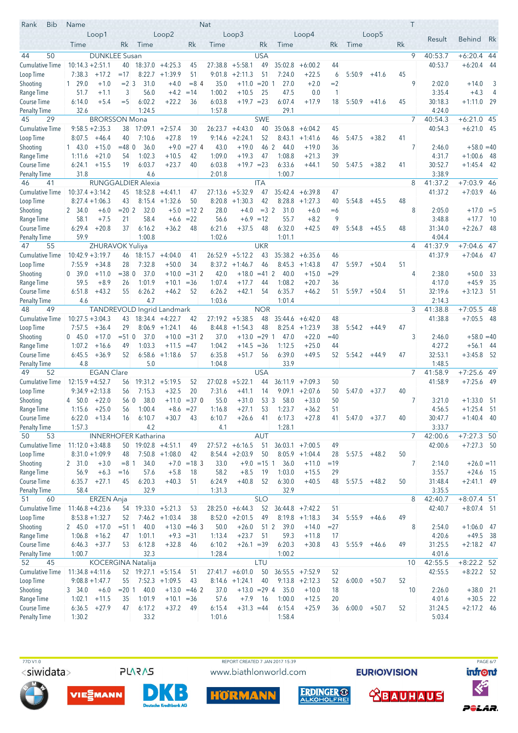| Rank | Bib | Name | Nat | Loop1 Time | | Rk | Loop2 Time | | Rk | Loop3 Time | | Rk | Loop4 Time | | Rk | Loop5 Time | | Rk | T | Result | Behind | Rk |
|---|---|---|---|---|---|---|---|---|---|---|---|---|---|---|---|---|---|---|---|---|---|---|
| 44 | 50 | DUNKLEE Susan | USA | | | | | | | | | | | | | | | | 9 | 40:53.7 | +6:20.4 | 44 |
| | | Cumulative Time | | 10:14.3 | +2:51.1 | 40 | 18:37.0 | +4:25.3 | 45 | 27:38.8 | +5:58.1 | 49 | 35:02.8 | +6:00.2 | 44 | | | | | 40:53.7 | +6:20.4 | 44 |
| | | Loop Time | | 7:38.3 | +17.2 | =17 | 8:22.7 | +1:39.9 | 51 | 9:01.8 | +2:11.3 | 51 | 7:24.0 | +22.5 | 6 | 5:50.9 | +41.6 | 45 | | | | |
| | | Shooting | | 1 29.0 | +1.0 | =2 | 3 31.0 | +4.0 | =8 | 4 35.0 | +11.0 | =20 | 1 27.0 | +2.0 | =2 | | | | 9 | 2:02.0 | +14.0 | 3 |
| | | Range Time | | 51.7 | +1.1 | 3 | 56.0 | +4.2 | =14 | 1:00.2 | +10.5 | 25 | 47.5 | 0.0 | 1 | | | | | 3:35.4 | +4.3 | 4 |
| | | Course Time | | 6:14.0 | +5.4 | =5 | 6:02.2 | +22.2 | 36 | 6:03.8 | +19.7 | =23 | 6:07.4 | +17.9 | 18 | 5:50.9 | +41.6 | 45 | | 30:18.3 | +1:11.0 | 29 |
| | | Penalty Time | | 32.6 | | | 1:24.5 | | | 1:57.8 | | | 29.1 | | | | | | | 4:24.0 | | |
| 45 | 29 | BRORSSON Mona | SWE | | | | | | | | | | | | | | | | 7 | 40:54.3 | +6:21.0 | 45 |
| | | Cumulative Time | | 9:58.5 | +2:35.3 | 38 | 17:09.1 | +2:57.4 | 30 | 26:23.7 | +4:43.0 | 40 | 35:06.8 | +6:04.2 | 45 | | | | | 40:54.3 | +6:21.0 | 45 |
| | | Loop Time | | 8:07.5 | +46.4 | 40 | 7:10.6 | +27.8 | 19 | 9:14.6 | +2:24.1 | 52 | 8:43.1 | +1:41.6 | 46 | 5:47.5 | +38.2 | 41 | | | | |
| | | Shooting | | 1 43.0 | +15.0 | =48 | 0 36.0 | +9.0 | =27 | 4 43.0 | +19.0 | 46 | 2 44.0 | +19.0 | 36 | | | | 7 | 2:46.0 | +58.0 | =40 |
| | | Range Time | | 1:11.6 | +21.0 | 54 | 1:02.3 | +10.5 | 42 | 1:09.0 | +19.3 | 47 | 1:08.8 | +21.3 | 39 | | | | | 4:31.7 | +1:00.6 | 48 |
| | | Course Time | | 6:24.1 | +15.5 | 19 | 6:03.7 | +23.7 | 40 | 6:03.8 | +19.7 | =23 | 6:33.6 | +44.1 | 50 | 5:47.5 | +38.2 | 41 | | 30:52.7 | +1:45.4 | 42 |
| | | Penalty Time | | 31.8 | | | 4.6 | | | 2:01.8 | | | 1:00.7 | | | | | | | 3:38.9 | | |
| 46 | 41 | RUNGGALDIER Alexia | ITA | | | | | | | | | | | | | | | | 8 | 41:37.2 | +7:03.9 | 46 |
| | | Cumulative Time | | 10:37.4 | +3:14.2 | 45 | 18:52.8 | +4:41.1 | 47 | 27:13.6 | +5:32.9 | 47 | 35:42.4 | +6:39.8 | 47 | | | | | 41:37.2 | +7:03.9 | 46 |
| | | Loop Time | | 8:27.4 | +1:06.3 | 43 | 8:15.4 | +1:32.6 | 50 | 8:20.8 | +1:30.3 | 42 | 8:28.8 | +1:27.3 | 40 | 5:54.8 | +45.5 | 48 | | | | |
| | | Shooting | | 2 34.0 | +6.0 | =20 | 2 32.0 | +5.0 | =12 | 2 28.0 | +4.0 | =3 | 2 31.0 | +6.0 | =6 | | | | 8 | 2:05.0 | +17.0 | =5 |
| | | Range Time | | 58.1 | +7.5 | 21 | 58.4 | +6.6 | =22 | 56.6 | +6.9 | =12 | 55.7 | +8.2 | 9 | | | | | 3:48.8 | +17.7 | 10 |
| | | Course Time | | 6:29.4 | +20.8 | 37 | 6:16.2 | +36.2 | 48 | 6:21.6 | +37.5 | 48 | 6:32.0 | +42.5 | 49 | 5:54.8 | +45.5 | 48 | | 31:34.0 | +2:26.7 | 48 |
| | | Penalty Time | | 59.9 | | | 1:00.8 | | | 1:02.6 | | | 1:01.1 | | | | | | | 4:04.4 | | |
| 47 | 55 | ZHURAVOK Yuliya | UKR | | | | | | | | | | | | | | | | 4 | 41:37.9 | +7:04.6 | 47 |
| | | Cumulative Time | | 10:42.9 | +3:19.7 | 46 | 18:15.7 | +4:04.0 | 41 | 26:52.9 | +5:12.2 | 43 | 35:38.2 | +6:35.6 | 46 | | | | | 41:37.9 | +7:04.6 | 47 |
| | | Loop Time | | 7:55.9 | +34.8 | 28 | 7:32.8 | +50.0 | 34 | 8:37.2 | +1:46.7 | 46 | 8:45.3 | +1:43.8 | 47 | 5:59.7 | +50.4 | 51 | | | | |
| | | Shooting | | 0 39.0 | +11.0 | =38 | 0 37.0 | +10.0 | =31 | 2 42.0 | +18.0 | =41 | 2 40.0 | +15.0 | =29 | | | | 4 | 2:38.0 | +50.0 | 33 |
| | | Range Time | | 59.5 | +8.9 | 26 | 1:01.9 | +10.1 | =36 | 1:07.4 | +17.7 | 44 | 1:08.2 | +20.7 | 36 | | | | | 4:17.0 | +45.9 | 35 |
| | | Course Time | | 6:51.8 | +43.2 | 55 | 6:26.2 | +46.2 | 52 | 6:26.2 | +42.1 | 54 | 6:35.7 | +46.2 | 51 | 5:59.7 | +50.4 | 51 | | 32:19.6 | +3:12.3 | 51 |
| | | Penalty Time | | 4.6 | | | 4.7 | | | 1:03.6 | | | 1:01.4 | | | | | | | 2:14.3 | | |
| 48 | 49 | TANDREVOLD Ingrid Landmark | NOR | | | | | | | | | | | | | | | | 3 | 41:38.8 | +7:05.5 | 48 |
| | | Cumulative Time | | 10:27.5 | +3:04.3 | 43 | 18:34.4 | +4:22.7 | 42 | 27:19.2 | +5:38.5 | 48 | 35:44.6 | +6:42.0 | 48 | | | | | 41:38.8 | +7:05.5 | 48 |
| | | Loop Time | | 7:57.5 | +36.4 | 29 | 8:06.9 | +1:24.1 | 46 | 8:44.8 | +1:54.3 | 48 | 8:25.4 | +1:23.9 | 38 | 5:54.2 | +44.9 | 47 | | | | |
| | | Shooting | | 0 45.0 | +17.0 | =51 | 0 37.0 | +10.0 | =31 | 2 37.0 | +13.0 | =29 | 1 47.0 | +22.0 | =40 | | | | 3 | 2:46.0 | +58.0 | =40 |
| | | Range Time | | 1:07.2 | +16.6 | 49 | 1:03.3 | +11.5 | =47 | 1:04.2 | +14.5 | =36 | 1:12.5 | +25.0 | 44 | | | | | 4:27.2 | +56.1 | 44 |
| | | Course Time | | 6:45.5 | +36.9 | 52 | 6:58.6 | +1:18.6 | 57 | 6:35.8 | +51.7 | 56 | 6:39.0 | +49.5 | 52 | 5:54.2 | +44.9 | 47 | | 32:53.1 | +3:45.8 | 52 |
| | | Penalty Time | | 4.8 | | | 5.0 | | | 1:04.8 | | | 33.9 | | | | | | | 1:48.5 | | |
| 49 | 52 | EGAN Clare | USA | | | | | | | | | | | | | | | | 7 | 41:58.9 | +7:25.6 | 49 |
| | | Cumulative Time | | 12:15.9 | +4:52.7 | 56 | 19:31.2 | +5:19.5 | 52 | 27:02.8 | +5:22.1 | 44 | 36:11.9 | +7:09.3 | 50 | | | | | 41:58.9 | +7:25.6 | 49 |
| | | Loop Time | | 9:34.9 | +2:13.8 | 56 | 7:15.3 | +32.5 | 20 | 7:31.6 | +41.1 | 14 | 9:09.1 | +2:07.6 | 50 | 5:47.0 | +37.7 | 40 | | | | |
| | | Shooting | | 4 50.0 | +22.0 | 56 | 0 38.0 | +11.0 | =37 | 0 55.0 | +31.0 | 53 | 3 58.0 | +33.0 | 50 | | | | 7 | 3:21.0 | +1:33.0 | 51 |
| | | Range Time | | 1:15.6 | +25.0 | 56 | 1:00.4 | +8.6 | =27 | 1:16.8 | +27.1 | 53 | 1:23.7 | +36.2 | 51 | | | | | 4:56.5 | +1:25.4 | 51 |
| | | Course Time | | 6:22.0 | +13.4 | 16 | 6:10.7 | +30.7 | 43 | 6:10.7 | +26.6 | 41 | 6:17.3 | +27.8 | 41 | 5:47.0 | +37.7 | 40 | | 30:47.7 | +1:40.4 | 40 |
| | | Penalty Time | | 1:57.3 | | | 4.2 | | | 4.1 | | | 1:28.1 | | | | | | | 3:33.7 | | |
| 50 | 53 | INNERHOFER Katharina | AUT | | | | | | | | | | | | | | | | 7 | 42:00.6 | +7:27.3 | 50 |
| | | Cumulative Time | | 11:12.0 | +3:48.8 | 50 | 19:02.8 | +4:51.1 | 49 | 27:57.2 | +6:16.5 | 51 | 36:03.1 | +7:00.5 | 49 | | | | | 42:00.6 | +7:27.3 | 50 |
| | | Loop Time | | 8:31.0 | +1:09.9 | 48 | 7:50.8 | +1:08.0 | 42 | 8:54.4 | +2:03.9 | 50 | 8:05.9 | +1:04.4 | 28 | 5:57.5 | +48.2 | 50 | | | | |
| | | Shooting | | 2 31.0 | +3.0 | =8 | 1 34.0 | +7.0 | =18 | 3 33.0 | +9.0 | =15 | 1 36.0 | +11.0 | =19 | | | | 7 | 2:14.0 | +26.0 | =11 |
| | | Range Time | | 56.9 | +6.3 | =16 | 57.6 | +5.8 | 18 | 58.2 | +8.5 | 19 | 1:03.0 | +15.5 | 29 | | | | | 3:55.7 | +24.6 | 15 |
| | | Course Time | | 6:35.7 | +27.1 | 45 | 6:20.3 | +40.3 | 51 | 6:24.9 | +40.8 | 52 | 6:30.0 | +40.5 | 48 | 5:57.5 | +48.2 | 50 | | 31:48.4 | +2:41.1 | 49 |
| | | Penalty Time | | 58.4 | | | 32.9 | | | 1:31.3 | | | 32.9 | | | | | | | 3:35.5 | | |
| 51 | 60 | ERZEN Anja | SLO | | | | | | | | | | | | | | | | 8 | 42:40.7 | +8:07.4 | 51 |
| | | Cumulative Time | | 11:46.8 | +4:23.6 | 54 | 19:33.0 | +5:21.3 | 53 | 28:25.0 | +6:44.3 | 52 | 36:44.8 | +7:42.2 | 51 | | | | | 42:40.7 | +8:07.4 | 51 |
| | | Loop Time | | 8:53.8 | +1:32.7 | 52 | 7:46.2 | +1:03.4 | 38 | 8:52.0 | +2:01.5 | 49 | 8:19.8 | +1:18.3 | 34 | 5:55.9 | +46.6 | 49 | | | | |
| | | Shooting | | 2 45.0 | +17.0 | =51 | 1 40.0 | +13.0 | =46 | 3 50.0 | +26.0 | 51 | 2 39.0 | +14.0 | =27 | | | | 8 | 2:54.0 | +1:06.0 | 47 |
| | | Range Time | | 1:06.8 | +16.2 | 47 | 1:01.1 | +9.3 | =31 | 1:13.4 | +23.7 | 51 | 59.3 | +11.8 | 17 | | | | | 4:20.6 | +49.5 | 38 |
| | | Course Time | | 6:46.3 | +37.7 | 53 | 6:12.8 | +32.8 | 46 | 6:10.2 | +26.1 | =39 | 6:20.3 | +30.8 | 43 | 5:55.9 | +46.6 | 49 | | 31:25.5 | +2:18.2 | 47 |
| | | Penalty Time | | 1:00.7 | | | 32.3 | | | 1:28.4 | | | 1:00.2 | | | | | | | 4:01.6 | | |
| 52 | 45 | KOCERGINA Natalija | LTU | | | | | | | | | | | | | | | | 10 | 42:55.5 | +8:22.2 | 52 |
| | | Cumulative Time | | 11:34.8 | +4:11.6 | 52 | 19:27.1 | +5:15.4 | 51 | 27:41.7 | +6:01.0 | 50 | 36:55.5 | +7:52.9 | 52 | | | | | 42:55.5 | +8:22.2 | 52 |
| | | Loop Time | | 9:08.8 | +1:47.7 | 55 | 7:52.3 | +1:09.5 | 43 | 8:14.6 | +1:24.1 | 40 | 9:13.8 | +2:12.3 | 52 | 6:00.0 | +50.7 | 52 | | | | |
| | | Shooting | | 3 34.0 | +6.0 | =20 | 1 40.0 | +13.0 | =46 | 2 37.0 | +13.0 | =29 | 4 35.0 | +10.0 | 18 | | | | 10 | 2:26.0 | +38.0 | 21 |
| | | Range Time | | 1:02.1 | +11.5 | 35 | 1:01.9 | +10.1 | =36 | 57.6 | +7.9 | 16 | 1:00.0 | +12.5 | 20 | | | | | 4:01.6 | +30.5 | 22 |
| | | Course Time | | 6:36.5 | +27.9 | 47 | 6:17.2 | +37.2 | 49 | 6:15.4 | +31.3 | =44 | 6:15.4 | +25.9 | 36 | 6:00.0 | +50.7 | 52 | | 31:24.5 | +2:17.2 | 46 |
| | | Penalty Time | | 1:30.2 | | | 33.2 | | | 1:01.6 | | | 1:58.4 | | | | | | | 5:03.4 | | |

77D V1.0 — REPORT CREATED 7 JAN 2017 15:39 — www.biathlonworld.com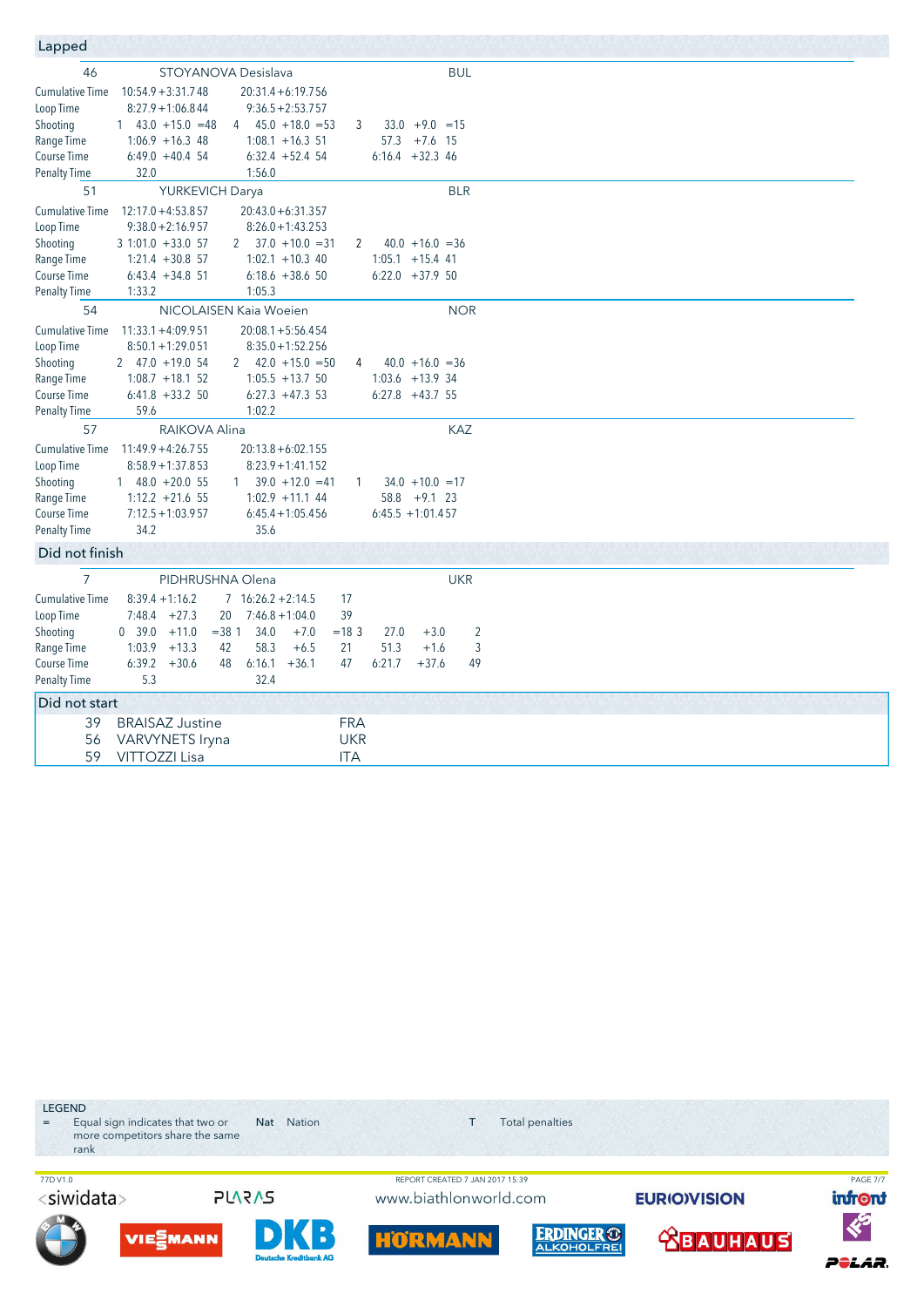## Lapped

| 46 | STOYANOVA Desislava | | BUL |
|---|---|---|---|
| Cumulative Time | 10:54.9 +3:31.7 48 | 20:31.4 +6:19.7 56 | |
| Loop Time | 8:27.9 +1:06.8 44 | 9:36.5 +2:53.7 57 | |
| Shooting | 1 43.0 +15.0 =48 | 4 45.0 +18.0 =53 | 3 33.0 +9.0 =15 |
| Range Time | 1:06.9 +16.3 48 | 1:08.1 +16.3 51 | 57.3 +7.6 15 |
| Course Time | 6:49.0 +40.4 54 | 6:32.4 +52.4 54 | 6:16.4 +32.3 46 |
| Penalty Time | 32.0 | 1:56.0 | |

| 51 | YURKEVICH Darya | | BLR |
|---|---|---|---|
| Cumulative Time | 12:17.0 +4:53.8 57 | 20:43.0 +6:31.3 57 | |
| Loop Time | 9:38.0 +2:16.9 57 | 8:26.0 +1:43.2 53 | |
| Shooting | 3 1:01.0 +33.0 57 | 2 37.0 +10.0 =31 | 2 40.0 +16.0 =36 |
| Range Time | 1:21.4 +30.8 57 | 1:02.1 +10.3 40 | 1:05.1 +15.4 41 |
| Course Time | 6:43.4 +34.8 51 | 6:18.6 +38.6 50 | 6:22.0 +37.9 50 |
| Penalty Time | 1:33.2 | 1:05.3 | |

| 54 | NICOLAISEN Kaia Woeien | | NOR |
|---|---|---|---|
| Cumulative Time | 11:33.1 +4:09.9 51 | 20:08.1 +5:56.4 54 | |
| Loop Time | 8:50.1 +1:29.0 51 | 8:35.0 +1:52.2 56 | |
| Shooting | 2 47.0 +19.0 54 | 2 42.0 +15.0 =50 | 4 40.0 +16.0 =36 |
| Range Time | 1:08.7 +18.1 52 | 1:05.5 +13.7 50 | 1:03.6 +13.9 34 |
| Course Time | 6:41.8 +33.2 50 | 6:27.3 +47.3 53 | 6:27.8 +43.7 55 |
| Penalty Time | 59.6 | 1:02.2 | |

| 57 | RAIKOVA Alina | | KAZ |
|---|---|---|---|
| Cumulative Time | 11:49.9 +4:26.7 55 | 20:13.8 +6:02.1 55 | |
| Loop Time | 8:58.9 +1:37.8 53 | 8:23.9 +1:41.1 52 | |
| Shooting | 1 48.0 +20.0 55 | 1 39.0 +12.0 =41 | 1 34.0 +10.0 =17 |
| Range Time | 1:12.2 +21.6 55 | 1:02.9 +11.1 44 | 58.8 +9.1 23 |
| Course Time | 7:12.5 +1:03.9 57 | 6:45.4 +1:05.4 56 | 6:45.5 +1:01.4 57 |
| Penalty Time | 34.2 | 35.6 | |

## Did not finish

| 7 | PIDHRUSHNA Olena | | UKR |
|---|---|---|---|
| Cumulative Time | 8:39.4 +1:16.2 7 | 16:26.2 +2:14.5 17 | |
| Loop Time | 7:48.4 +27.3 20 | 7:46.8 +1:04.0 39 | |
| Shooting | 0 39.0 +11.0 =38 | 1 34.0 +7.0 =18 | 3 27.0 +3.0 2 |
| Range Time | 1:03.9 +13.3 42 | 58.3 +6.5 21 | 51.3 +1.6 3 |
| Course Time | 6:39.2 +30.6 48 | 6:16.1 +36.1 47 | 6:21.7 +37.6 49 |
| Penalty Time | 5.3 | 32.4 | |

## Did not start

| | | |
|---|---|---|
| 39 | BRAISAZ Justine | FRA |
| 56 | VARVYNETS Iryna | UKR |
| 59 | VITTOZZI Lisa | ITA |

LEGEND

= Equal sign indicates that two or more competitors share the same rank

Nat Nation

T Total penalties

77D V1.0 REPORT CREATED 7 JAN 2017 15:39

www.biathlonworld.com